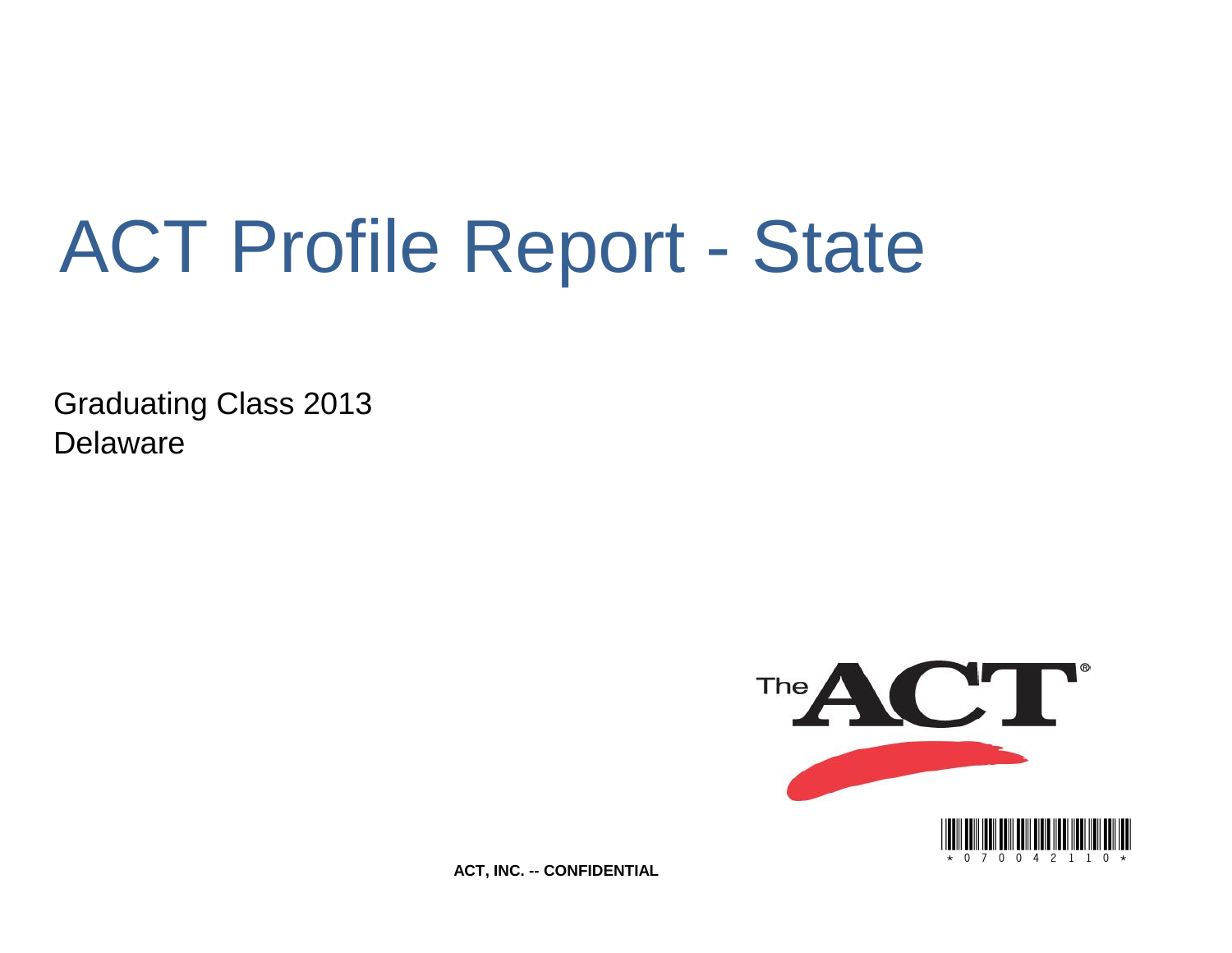# ACT Profile Report - State

Graduating Class 2013
Delaware

**ACT, INC. -- CONFIDENTIAL**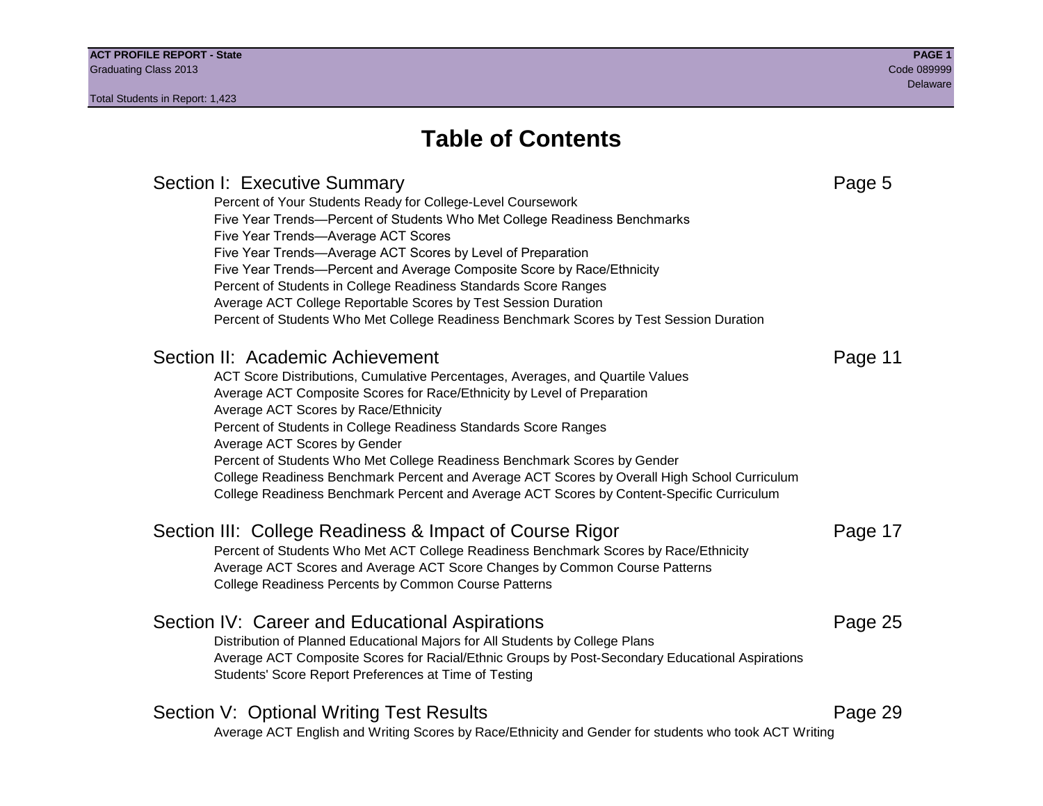# Table of Contents

## Section I: Executive Summary — Page 5

- Percent of Your Students Ready for College-Level Coursework
- Five Year Trends—Percent of Students Who Met College Readiness Benchmarks
- Five Year Trends—Average ACT Scores
- Five Year Trends—Average ACT Scores by Level of Preparation
- Five Year Trends—Percent and Average Composite Score by Race/Ethnicity
- Percent of Students in College Readiness Standards Score Ranges
- Average ACT College Reportable Scores by Test Session Duration
- Percent of Students Who Met College Readiness Benchmark Scores by Test Session Duration

## Section II: Academic Achievement — Page 11

- ACT Score Distributions, Cumulative Percentages, Averages, and Quartile Values
- Average ACT Composite Scores for Race/Ethnicity by Level of Preparation
- Average ACT Scores by Race/Ethnicity
- Percent of Students in College Readiness Standards Score Ranges
- Average ACT Scores by Gender
- Percent of Students Who Met College Readiness Benchmark Scores by Gender
- College Readiness Benchmark Percent and Average ACT Scores by Overall High School Curriculum
- College Readiness Benchmark Percent and Average ACT Scores by Content-Specific Curriculum

## Section III: College Readiness & Impact of Course Rigor — Page 17

- Percent of Students Who Met ACT College Readiness Benchmark Scores by Race/Ethnicity
- Average ACT Scores and Average ACT Score Changes by Common Course Patterns
- College Readiness Percents by Common Course Patterns

## Section IV: Career and Educational Aspirations — Page 25

- Distribution of Planned Educational Majors for All Students by College Plans
- Average ACT Composite Scores for Racial/Ethnic Groups by Post-Secondary Educational Aspirations
- Students' Score Report Preferences at Time of Testing

## Section V: Optional Writing Test Results — Page 29

- Average ACT English and Writing Scores by Race/Ethnicity and Gender for students who took ACT Writing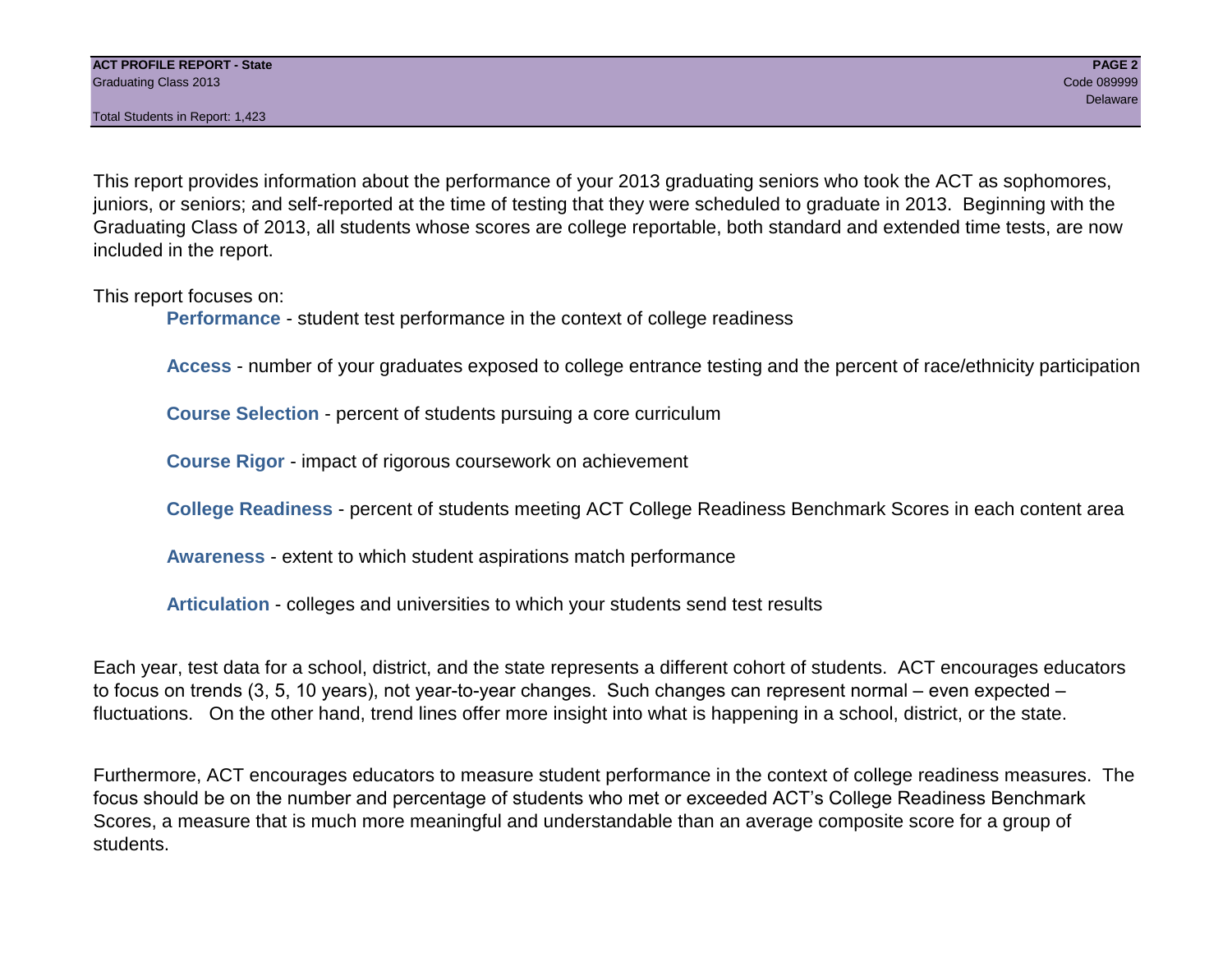This report provides information about the performance of your 2013 graduating seniors who took the ACT as sophomores, juniors, or seniors; and self-reported at the time of testing that they were scheduled to graduate in 2013. Beginning with the Graduating Class of 2013, all students whose scores are college reportable, both standard and extended time tests, are now included in the report.

This report focuses on:

- **Performance** - student test performance in the context of college readiness
- **Access** - number of your graduates exposed to college entrance testing and the percent of race/ethnicity participation
- **Course Selection** - percent of students pursuing a core curriculum
- **Course Rigor** - impact of rigorous coursework on achievement
- **College Readiness** - percent of students meeting ACT College Readiness Benchmark Scores in each content area
- **Awareness** - extent to which student aspirations match performance
- **Articulation** - colleges and universities to which your students send test results

Each year, test data for a school, district, and the state represents a different cohort of students. ACT encourages educators to focus on trends (3, 5, 10 years), not year-to-year changes. Such changes can represent normal – even expected – fluctuations. On the other hand, trend lines offer more insight into what is happening in a school, district, or the state.

Furthermore, ACT encourages educators to measure student performance in the context of college readiness measures. The focus should be on the number and percentage of students who met or exceeded ACT's College Readiness Benchmark Scores, a measure that is much more meaningful and understandable than an average composite score for a group of students.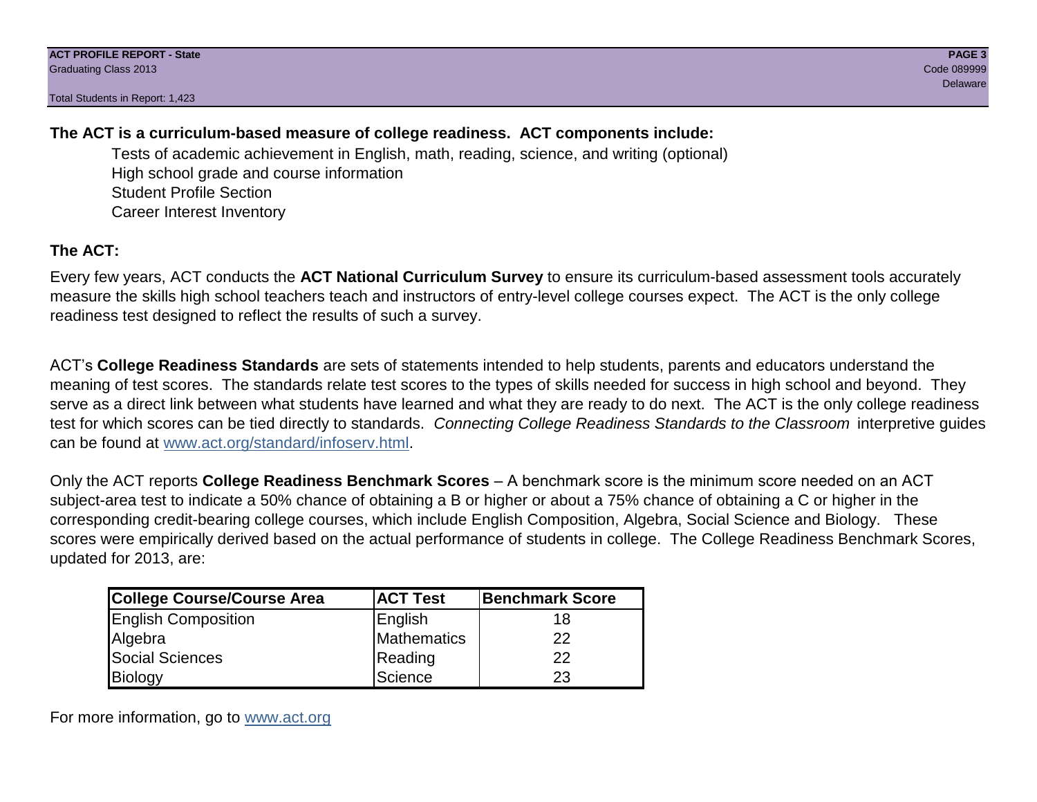**The ACT is a curriculum-based measure of college readiness. ACT components include:**

- Tests of academic achievement in English, math, reading, science, and writing (optional)
- High school grade and course information
- Student Profile Section
- Career Interest Inventory

## The ACT:

Every few years, ACT conducts the **ACT National Curriculum Survey** to ensure its curriculum-based assessment tools accurately measure the skills high school teachers teach and instructors of entry-level college courses expect. The ACT is the only college readiness test designed to reflect the results of such a survey.

ACT's **College Readiness Standards** are sets of statements intended to help students, parents and educators understand the meaning of test scores. The standards relate test scores to the types of skills needed for success in high school and beyond. They serve as a direct link between what students have learned and what they are ready to do next. The ACT is the only college readiness test for which scores can be tied directly to standards. *Connecting College Readiness Standards to the Classroom* interpretive guides can be found at www.act.org/standard/infoserv.html.

Only the ACT reports **College Readiness Benchmark Scores** – A benchmark score is the minimum score needed on an ACT subject-area test to indicate a 50% chance of obtaining a B or higher or about a 75% chance of obtaining a C or higher in the corresponding credit-bearing college courses, which include English Composition, Algebra, Social Science and Biology. These scores were empirically derived based on the actual performance of students in college. The College Readiness Benchmark Scores, updated for 2013, are:

| College Course/Course Area | ACT Test | Benchmark Score |
|---|---|---|
| English Composition | English | 18 |
| Algebra | Mathematics | 22 |
| Social Sciences | Reading | 22 |
| Biology | Science | 23 |

For more information, go to www.act.org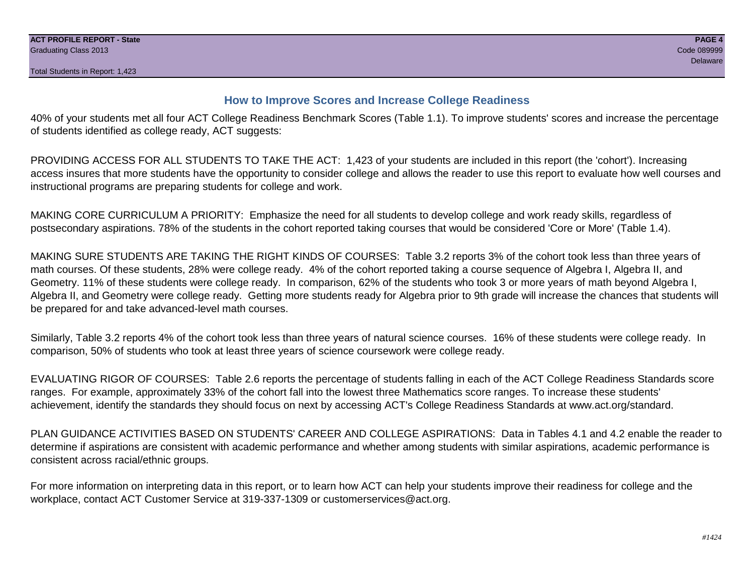## How to Improve Scores and Increase College Readiness

40% of your students met all four ACT College Readiness Benchmark Scores (Table 1.1). To improve students' scores and increase the percentage of students identified as college ready, ACT suggests:

PROVIDING ACCESS FOR ALL STUDENTS TO TAKE THE ACT: 1,423 of your students are included in this report (the 'cohort'). Increasing access insures that more students have the opportunity to consider college and allows the reader to use this report to evaluate how well courses and instructional programs are preparing students for college and work.

MAKING CORE CURRICULUM A PRIORITY: Emphasize the need for all students to develop college and work ready skills, regardless of postsecondary aspirations. 78% of the students in the cohort reported taking courses that would be considered 'Core or More' (Table 1.4).

MAKING SURE STUDENTS ARE TAKING THE RIGHT KINDS OF COURSES: Table 3.2 reports 3% of the cohort took less than three years of math courses. Of these students, 28% were college ready. 4% of the cohort reported taking a course sequence of Algebra I, Algebra II, and Geometry. 11% of these students were college ready. In comparison, 62% of the students who took 3 or more years of math beyond Algebra I, Algebra II, and Geometry were college ready. Getting more students ready for Algebra prior to 9th grade will increase the chances that students will be prepared for and take advanced-level math courses.

Similarly, Table 3.2 reports 4% of the cohort took less than three years of natural science courses. 16% of these students were college ready. In comparison, 50% of students who took at least three years of science coursework were college ready.

EVALUATING RIGOR OF COURSES: Table 2.6 reports the percentage of students falling in each of the ACT College Readiness Standards score ranges. For example, approximately 33% of the cohort fall into the lowest three Mathematics score ranges. To increase these students' achievement, identify the standards they should focus on next by accessing ACT's College Readiness Standards at www.act.org/standard.

PLAN GUIDANCE ACTIVITIES BASED ON STUDENTS' CAREER AND COLLEGE ASPIRATIONS: Data in Tables 4.1 and 4.2 enable the reader to determine if aspirations are consistent with academic performance and whether among students with similar aspirations, academic performance is consistent across racial/ethnic groups.

For more information on interpreting data in this report, or to learn how ACT can help your students improve their readiness for college and the workplace, contact ACT Customer Service at 319-337-1309 or customerservices@act.org.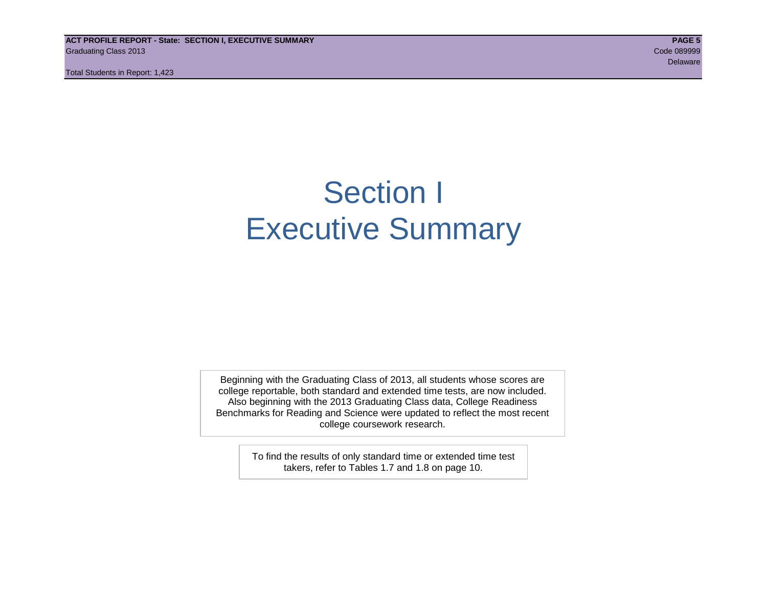# Section I
# Executive Summary

Beginning with the Graduating Class of 2013, all students whose scores are college reportable, both standard and extended time tests, are now included. Also beginning with the 2013 Graduating Class data, College Readiness Benchmarks for Reading and Science were updated to reflect the most recent college coursework research.

To find the results of only standard time or extended time test takers, refer to Tables 1.7 and 1.8 on page 10.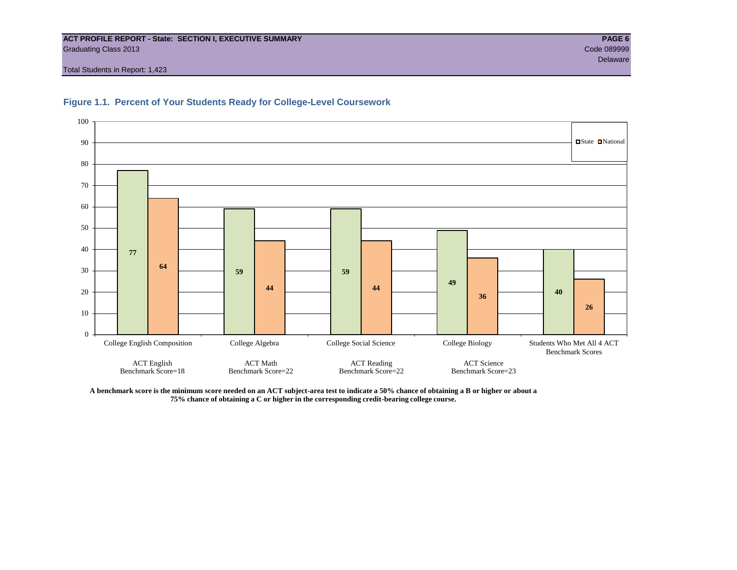**ACT PROFILE REPORT - State: SECTION I, EXECUTIVE SUMMARY**
Graduating Class 2013
Code 089999
Delaware
Total Students in Report: 1,423

## Figure 1.1. Percent of Your Students Ready for College-Level Coursework

| | State | National |
|---|---|---|
| College English Composition (ACT English Benchmark Score=18) | 77 | 64 |
| College Algebra (ACT Math Benchmark Score=22) | 59 | 44 |
| College Social Science (ACT Reading Benchmark Score=22) | 59 | 44 |
| College Biology (ACT Science Benchmark Score=23) | 49 | 36 |
| Students Who Met All 4 ACT Benchmark Scores | 40 | 26 |

**A benchmark score is the minimum score needed on an ACT subject-area test to indicate a 50% chance of obtaining a B or higher or about a 75% chance of obtaining a C or higher in the corresponding credit-bearing college course.**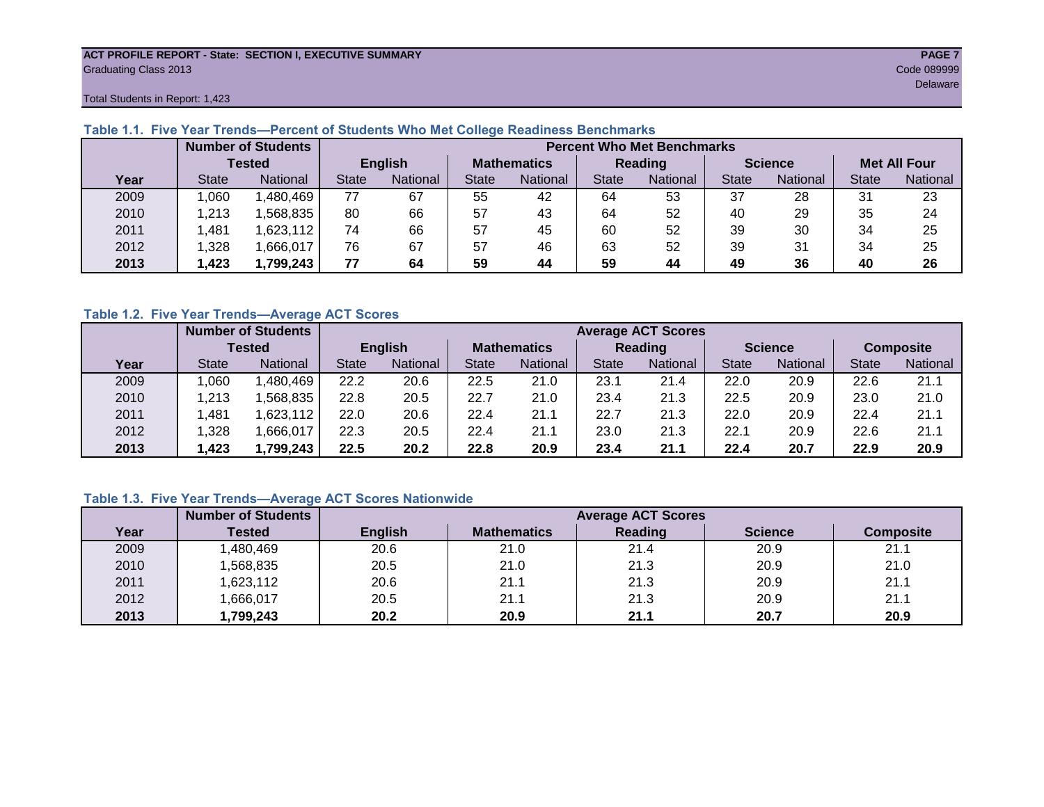ACT PROFILE REPORT - State: SECTION I, EXECUTIVE SUMMARY
Graduating Class 2013
Code 089999
Delaware
Total Students in Report: 1,423

### Table 1.1. Five Year Trends—Percent of Students Who Met College Readiness Benchmarks

| | Number of Students Tested | | Percent Who Met Benchmarks | | | | | | | | | |
|---|---|---|---|---|---|---|---|---|---|---|---|---|
| | | | English | | Mathematics | | Reading | | Science | | Met All Four | |
| Year | State | National | State | National | State | National | State | National | State | National | State | National |
| 2009 | 1,060 | 1,480,469 | 77 | 67 | 55 | 42 | 64 | 53 | 37 | 28 | 31 | 23 |
| 2010 | 1,213 | 1,568,835 | 80 | 66 | 57 | 43 | 64 | 52 | 40 | 29 | 35 | 24 |
| 2011 | 1,481 | 1,623,112 | 74 | 66 | 57 | 45 | 60 | 52 | 39 | 30 | 34 | 25 |
| 2012 | 1,328 | 1,666,017 | 76 | 67 | 57 | 46 | 63 | 52 | 39 | 31 | 34 | 25 |
| **2013** | **1,423** | **1,799,243** | **77** | **64** | **59** | **44** | **59** | **44** | **49** | **36** | **40** | **26** |

### Table 1.2. Five Year Trends—Average ACT Scores

| | Number of Students Tested | | Average ACT Scores | | | | | | | | | |
|---|---|---|---|---|---|---|---|---|---|---|---|---|
| | | | English | | Mathematics | | Reading | | Science | | Composite | |
| Year | State | National | State | National | State | National | State | National | State | National | State | National |
| 2009 | 1,060 | 1,480,469 | 22.2 | 20.6 | 22.5 | 21.0 | 23.1 | 21.4 | 22.0 | 20.9 | 22.6 | 21.1 |
| 2010 | 1,213 | 1,568,835 | 22.8 | 20.5 | 22.7 | 21.0 | 23.4 | 21.3 | 22.5 | 20.9 | 23.0 | 21.0 |
| 2011 | 1,481 | 1,623,112 | 22.0 | 20.6 | 22.4 | 21.1 | 22.7 | 21.3 | 22.0 | 20.9 | 22.4 | 21.1 |
| 2012 | 1,328 | 1,666,017 | 22.3 | 20.5 | 22.4 | 21.1 | 23.0 | 21.3 | 22.1 | 20.9 | 22.6 | 21.1 |
| **2013** | **1,423** | **1,799,243** | **22.5** | **20.2** | **22.8** | **20.9** | **23.4** | **21.1** | **22.4** | **20.7** | **22.9** | **20.9** |

### Table 1.3. Five Year Trends—Average ACT Scores Nationwide

| | Number of Students | Average ACT Scores | | | | |
|---|---|---|---|---|---|---|
| Year | Tested | English | Mathematics | Reading | Science | Composite |
| 2009 | 1,480,469 | 20.6 | 21.0 | 21.4 | 20.9 | 21.1 |
| 2010 | 1,568,835 | 20.5 | 21.0 | 21.3 | 20.9 | 21.0 |
| 2011 | 1,623,112 | 20.6 | 21.1 | 21.3 | 20.9 | 21.1 |
| 2012 | 1,666,017 | 20.5 | 21.1 | 21.3 | 20.9 | 21.1 |
| **2013** | **1,799,243** | **20.2** | **20.9** | **21.1** | **20.7** | **20.9** |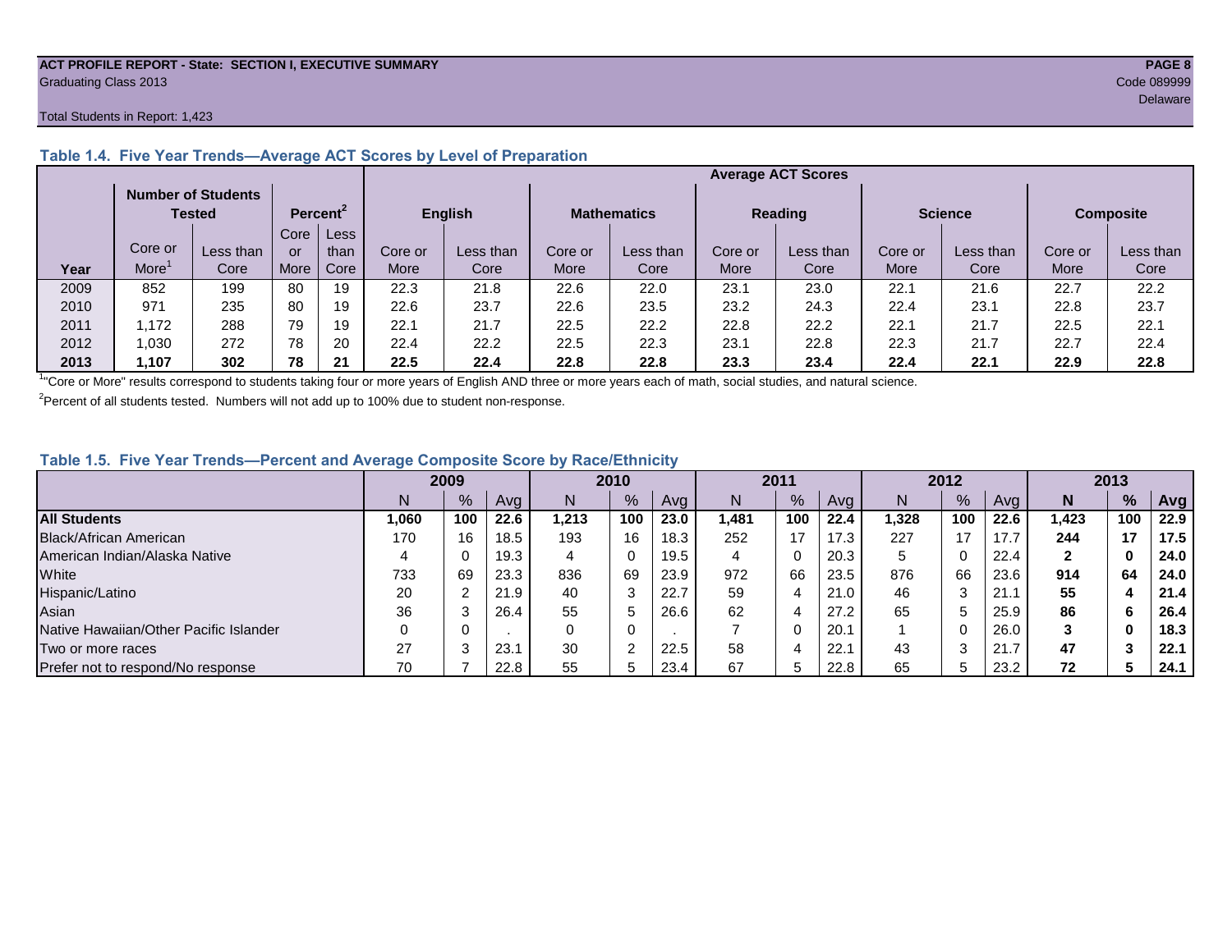**ACT PROFILE REPORT - State: SECTION I, EXECUTIVE SUMMARY**
Graduating Class 2013

Code 089999
Delaware

Total Students in Report: 1,423

### Table 1.4. Five Year Trends—Average ACT Scores by Level of Preparation

| | Number of Students Tested | | Percent[2] | | Average ACT Scores | | | | | | | | | |
|---|---|---|---|---|---|---|---|---|---|---|---|---|---|---|
| | | | | | English | | Mathematics | | Reading | | Science | | Composite | |
| Year | Core or More[1] | Less than Core | Core or More | Less than Core | Core or More | Less than Core | Core or More | Less than Core | Core or More | Less than Core | Core or More | Less than Core | Core or More | Less than Core |
| 2009 | 852 | 199 | 80 | 19 | 22.3 | 21.8 | 22.6 | 22.0 | 23.1 | 23.0 | 22.1 | 21.6 | 22.7 | 22.2 |
| 2010 | 971 | 235 | 80 | 19 | 22.6 | 23.7 | 22.6 | 23.5 | 23.2 | 24.3 | 22.4 | 23.1 | 22.8 | 23.7 |
| 2011 | 1,172 | 288 | 79 | 19 | 22.1 | 21.7 | 22.5 | 22.2 | 22.8 | 22.2 | 22.1 | 21.7 | 22.5 | 22.1 |
| 2012 | 1,030 | 272 | 78 | 20 | 22.4 | 22.2 | 22.5 | 22.3 | 23.1 | 22.8 | 22.3 | 21.7 | 22.7 | 22.4 |
| **2013** | **1,107** | **302** | **78** | **21** | **22.5** | **22.4** | **22.8** | **22.8** | **23.3** | **23.4** | **22.4** | **22.1** | **22.9** | **22.8** |

[1]"Core or More" results correspond to students taking four or more years of English AND three or more years each of math, social studies, and natural science.

[2]Percent of all students tested. Numbers will not add up to 100% due to student non-response.

### Table 1.5. Five Year Trends—Percent and Average Composite Score by Race/Ethnicity

| | 2009 | | | 2010 | | | 2011 | | | 2012 | | | **2013** | | |
|---|---|---|---|---|---|---|---|---|---|---|---|---|---|---|---|
| | N | % | Avg | N | % | Avg | N | % | Avg | N | % | Avg | **N** | **%** | **Avg** |
| **All Students** | **1,060** | **100** | **22.6** | **1,213** | **100** | **23.0** | **1,481** | **100** | **22.4** | **1,328** | **100** | **22.6** | **1,423** | **100** | **22.9** |
| Black/African American | 170 | 16 | 18.5 | 193 | 16 | 18.3 | 252 | 17 | 17.3 | 227 | 17 | 17.7 | **244** | **17** | **17.5** |
| American Indian/Alaska Native | 4 | 0 | 19.3 | 4 | 0 | 19.5 | 4 | 0 | 20.3 | 5 | 0 | 22.4 | **2** | **0** | **24.0** |
| White | 733 | 69 | 23.3 | 836 | 69 | 23.9 | 972 | 66 | 23.5 | 876 | 66 | 23.6 | **914** | **64** | **24.0** |
| Hispanic/Latino | 20 | 2 | 21.9 | 40 | 3 | 22.7 | 59 | 4 | 21.0 | 46 | 3 | 21.1 | **55** | **4** | **21.4** |
| Asian | 36 | 3 | 26.4 | 55 | 5 | 26.6 | 62 | 4 | 27.2 | 65 | 5 | 25.9 | **86** | **6** | **26.4** |
| Native Hawaiian/Other Pacific Islander | 0 | 0 | . | 0 | 0 | . | 7 | 0 | 20.1 | 1 | 0 | 26.0 | **3** | **0** | **18.3** |
| Two or more races | 27 | 3 | 23.1 | 30 | 2 | 22.5 | 58 | 4 | 22.1 | 43 | 3 | 21.7 | **47** | **3** | **22.1** |
| Prefer not to respond/No response | 70 | 7 | 22.8 | 55 | 5 | 23.4 | 67 | 5 | 22.8 | 65 | 5 | 23.2 | **72** | **5** | **24.1** |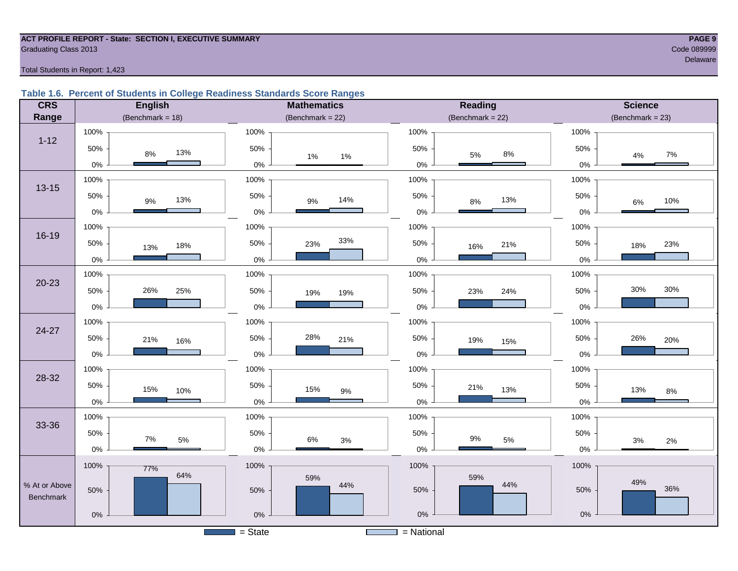ACT PROFILE REPORT - State: SECTION I, EXECUTIVE SUMMARY

Graduating Class 2013

Code 089999

Delaware

Total Students in Report: 1,423

### Table 1.6. Percent of Students in College Readiness Standards Score Ranges

| CRS Range | English (Benchmark = 18) State | English National | Mathematics (Benchmark = 22) State | Mathematics National | Reading (Benchmark = 22) State | Reading National | Science (Benchmark = 23) State | Science National |
|---|---|---|---|---|---|---|---|---|
| 1-12 | 8% | 13% | 1% | 1% | 5% | 8% | 4% | 7% |
| 13-15 | 9% | 13% | 9% | 14% | 8% | 13% | 6% | 10% |
| 16-19 | 13% | 18% | 23% | 33% | 16% | 21% | 18% | 23% |
| 20-23 | 26% | 25% | 19% | 19% | 23% | 24% | 30% | 30% |
| 24-27 | 21% | 16% | 28% | 21% | 19% | 15% | 26% | 20% |
| 28-32 | 15% | 10% | 15% | 9% | 21% | 13% | 13% | 8% |
| 33-36 | 7% | 5% | 6% | 3% | 9% | 5% | 3% | 2% |
| % At or Above Benchmark | 77% | 64% | 59% | 44% | 59% | 44% | 49% | 36% |

■ = State ■ = National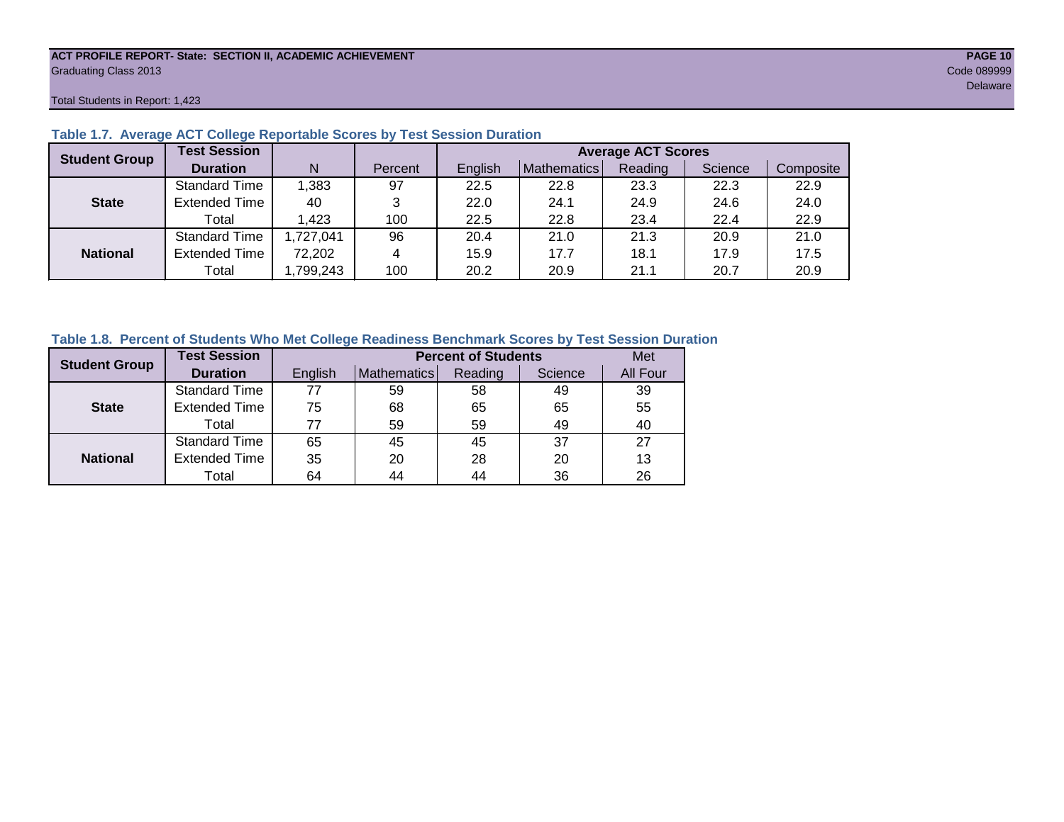ACT PROFILE REPORT- State: SECTION II, ACADEMIC ACHIEVEMENT
Graduating Class 2013
Code 089999
Delaware

Total Students in Report: 1,423

### Table 1.7. Average ACT College Reportable Scores by Test Session Duration

| Student Group | Test Session Duration | N | Percent | Average ACT Scores | | | | |
|---|---|---|---|---|---|---|---|---|
| | | | | English | Mathematics | Reading | Science | Composite |
| State | Standard Time | 1,383 | 97 | 22.5 | 22.8 | 23.3 | 22.3 | 22.9 |
| | Extended Time | 40 | 3 | 22.0 | 24.1 | 24.9 | 24.6 | 24.0 |
| | Total | 1,423 | 100 | 22.5 | 22.8 | 23.4 | 22.4 | 22.9 |
| National | Standard Time | 1,727,041 | 96 | 20.4 | 21.0 | 21.3 | 20.9 | 21.0 |
| | Extended Time | 72,202 | 4 | 15.9 | 17.7 | 18.1 | 17.9 | 17.5 |
| | Total | 1,799,243 | 100 | 20.2 | 20.9 | 21.1 | 20.7 | 20.9 |

### Table 1.8. Percent of Students Who Met College Readiness Benchmark Scores by Test Session Duration

| Student Group | Test Session Duration | Percent of Students | | | | Met |
|---|---|---|---|---|---|---|
| | | English | Mathematics | Reading | Science | All Four |
| State | Standard Time | 77 | 59 | 58 | 49 | 39 |
| | Extended Time | 75 | 68 | 65 | 65 | 55 |
| | Total | 77 | 59 | 59 | 49 | 40 |
| National | Standard Time | 65 | 45 | 45 | 37 | 27 |
| | Extended Time | 35 | 20 | 28 | 20 | 13 |
| | Total | 64 | 44 | 44 | 36 | 26 |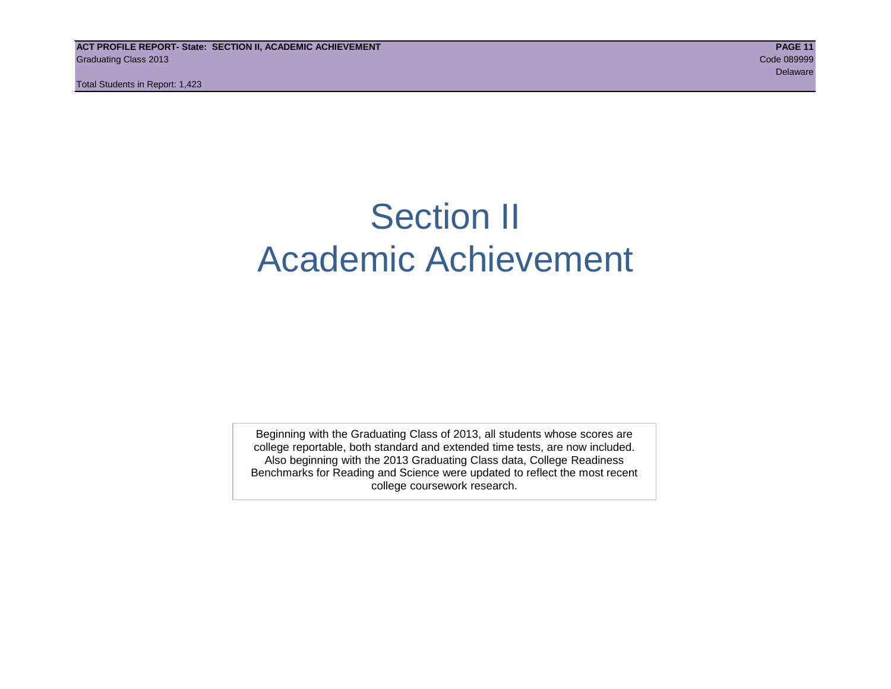# Section II
# Academic Achievement

Beginning with the Graduating Class of 2013, all students whose scores are college reportable, both standard and extended time tests, are now included. Also beginning with the 2013 Graduating Class data, College Readiness Benchmarks for Reading and Science were updated to reflect the most recent college coursework research.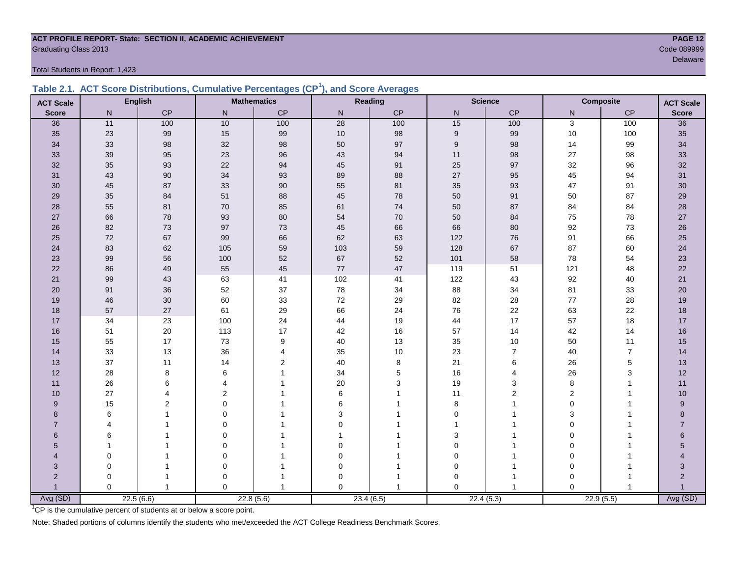**ACT PROFILE REPORT- State: SECTION II, ACADEMIC ACHIEVEMENT**
Graduating Class 2013

Code 089999
Delaware

Total Students in Report: 1,423

## Table 2.1. ACT Score Distributions, Cumulative Percentages (CP[1]), and Score Averages

| ACT Scale | English | | Mathematics | | Reading | | Science | | Composite | | ACT Scale |
|---|---|---|---|---|---|---|---|---|---|---|---|
| Score | N | CP | N | CP | N | CP | N | CP | N | CP | Score |
| 36 | 11 | 100 | 10 | 100 | 28 | 100 | 15 | 100 | 3 | 100 | 36 |
| 35 | 23 | 99 | 15 | 99 | 10 | 98 | 9 | 99 | 10 | 100 | 35 |
| 34 | 33 | 98 | 32 | 98 | 50 | 97 | 9 | 98 | 14 | 99 | 34 |
| 33 | 39 | 95 | 23 | 96 | 43 | 94 | 11 | 98 | 27 | 98 | 33 |
| 32 | 35 | 93 | 22 | 94 | 45 | 91 | 25 | 97 | 32 | 96 | 32 |
| 31 | 43 | 90 | 34 | 93 | 89 | 88 | 27 | 95 | 45 | 94 | 31 |
| 30 | 45 | 87 | 33 | 90 | 55 | 81 | 35 | 93 | 47 | 91 | 30 |
| 29 | 35 | 84 | 51 | 88 | 45 | 78 | 50 | 91 | 50 | 87 | 29 |
| 28 | 55 | 81 | 70 | 85 | 61 | 74 | 50 | 87 | 84 | 84 | 28 |
| 27 | 66 | 78 | 93 | 80 | 54 | 70 | 50 | 84 | 75 | 78 | 27 |
| 26 | 82 | 73 | 97 | 73 | 45 | 66 | 66 | 80 | 92 | 73 | 26 |
| 25 | 72 | 67 | 99 | 66 | 62 | 63 | 122 | 76 | 91 | 66 | 25 |
| 24 | 83 | 62 | 105 | 59 | 103 | 59 | 128 | 67 | 87 | 60 | 24 |
| 23 | 99 | 56 | 100 | 52 | 67 | 52 | 101 | 58 | 78 | 54 | 23 |
| 22 | 86 | 49 | 55 | 45 | 77 | 47 | 119 | 51 | 121 | 48 | 22 |
| 21 | 99 | 43 | 63 | 41 | 102 | 41 | 122 | 43 | 92 | 40 | 21 |
| 20 | 91 | 36 | 52 | 37 | 78 | 34 | 88 | 34 | 81 | 33 | 20 |
| 19 | 46 | 30 | 60 | 33 | 72 | 29 | 82 | 28 | 77 | 28 | 19 |
| 18 | 57 | 27 | 61 | 29 | 66 | 24 | 76 | 22 | 63 | 22 | 18 |
| 17 | 34 | 23 | 100 | 24 | 44 | 19 | 44 | 17 | 57 | 18 | 17 |
| 16 | 51 | 20 | 113 | 17 | 42 | 16 | 57 | 14 | 42 | 14 | 16 |
| 15 | 55 | 17 | 73 | 9 | 40 | 13 | 35 | 10 | 50 | 11 | 15 |
| 14 | 33 | 13 | 36 | 4 | 35 | 10 | 23 | 7 | 40 | 7 | 14 |
| 13 | 37 | 11 | 14 | 2 | 40 | 8 | 21 | 6 | 26 | 5 | 13 |
| 12 | 28 | 8 | 6 | 1 | 34 | 5 | 16 | 4 | 26 | 3 | 12 |
| 11 | 26 | 6 | 4 | 1 | 20 | 3 | 19 | 3 | 8 | 1 | 11 |
| 10 | 27 | 4 | 2 | 1 | 6 | 1 | 11 | 2 | 2 | 1 | 10 |
| 9 | 15 | 2 | 0 | 1 | 6 | 1 | 8 | 1 | 0 | 1 | 9 |
| 8 | 6 | 1 | 0 | 1 | 3 | 1 | 0 | 1 | 3 | 1 | 8 |
| 7 | 4 | 1 | 0 | 1 | 0 | 1 | 1 | 1 | 0 | 1 | 7 |
| 6 | 6 | 1 | 0 | 1 | 1 | 1 | 3 | 1 | 0 | 1 | 6 |
| 5 | 1 | 1 | 0 | 1 | 0 | 1 | 0 | 1 | 0 | 1 | 5 |
| 4 | 0 | 1 | 0 | 1 | 0 | 1 | 0 | 1 | 0 | 1 | 4 |
| 3 | 0 | 1 | 0 | 1 | 0 | 1 | 0 | 1 | 0 | 1 | 3 |
| 2 | 0 | 1 | 0 | 1 | 0 | 1 | 0 | 1 | 0 | 1 | 2 |
| 1 | 0 | 1 | 0 | 1 | 0 | 1 | 0 | 1 | 0 | 1 | 1 |
| Avg (SD) | 22.5 (6.6) | | 22.8 (5.6) | | 23.4 (6.5) | | 22.4 (5.3) | | 22.9 (5.5) | | Avg (SD) |

[1]CP is the cumulative percent of students at or below a score point.

Note: Shaded portions of columns identify the students who met/exceeded the ACT College Readiness Benchmark Scores.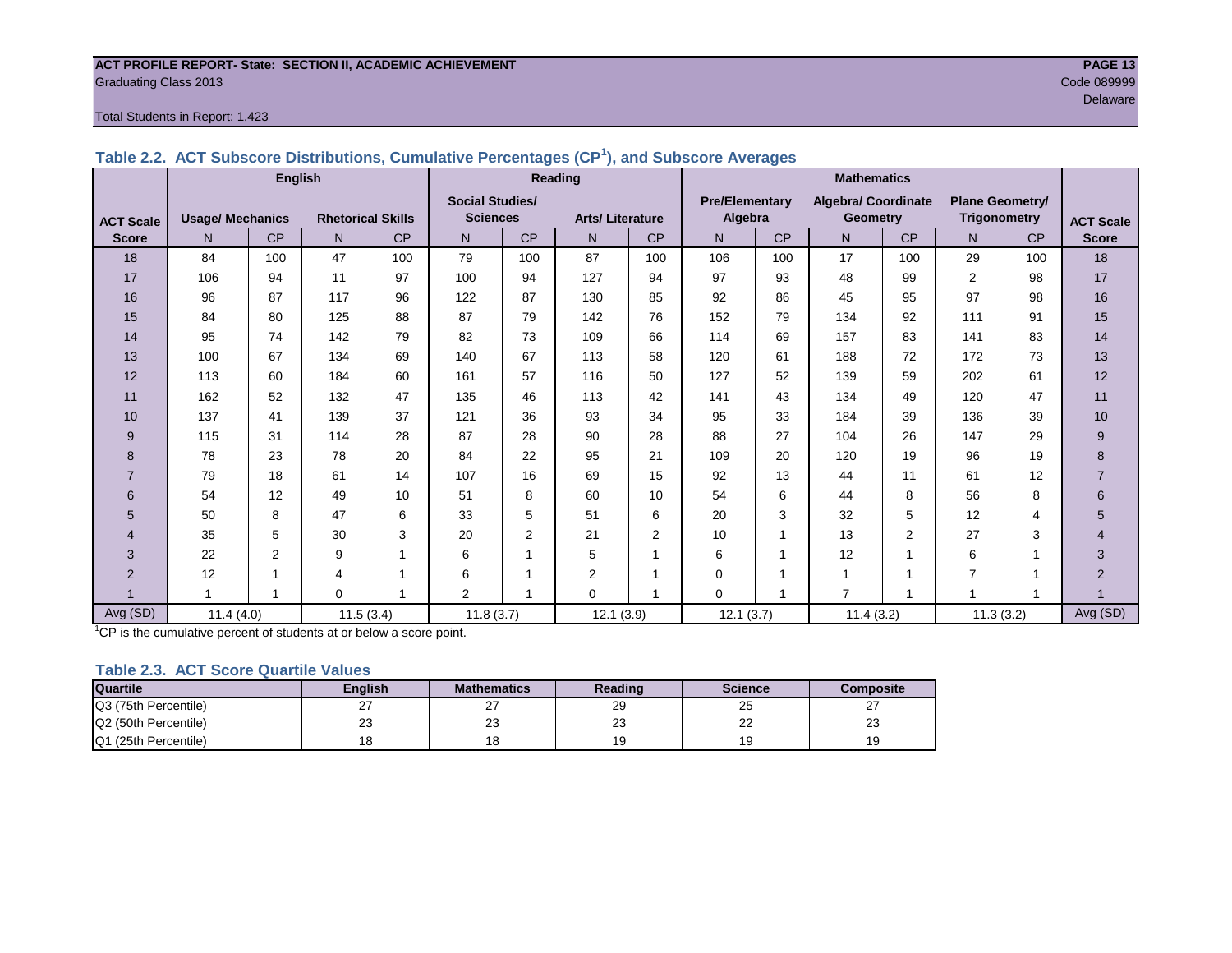ACT PROFILE REPORT- State: SECTION II, ACADEMIC ACHIEVEMENT

Graduating Class 2013

Code 089999

Delaware

Total Students in Report: 1,423

### Table 2.2. ACT Subscore Distributions, Cumulative Percentages (CP[1]), and Subscore Averages

| ACT Scale Score | English | | | | Reading | | | | Mathematics | | | | | | ACT Scale Score |
|---|---|---|---|---|---|---|---|---|---|---|---|---|---|---|---|
| | Usage/ Mechanics | | Rhetorical Skills | | Social Studies/ Sciences | | Arts/ Literature | | Pre/Elementary Algebra | | Algebra/ Coordinate Geometry | | Plane Geometry/ Trigonometry | | |
| | N | CP | N | CP | N | CP | N | CP | N | CP | N | CP | N | CP | |
| 18 | 84 | 100 | 47 | 100 | 79 | 100 | 87 | 100 | 106 | 100 | 17 | 100 | 29 | 100 | 18 |
| 17 | 106 | 94 | 11 | 97 | 100 | 94 | 127 | 94 | 97 | 93 | 48 | 99 | 2 | 98 | 17 |
| 16 | 96 | 87 | 117 | 96 | 122 | 87 | 130 | 85 | 92 | 86 | 45 | 95 | 97 | 98 | 16 |
| 15 | 84 | 80 | 125 | 88 | 87 | 79 | 142 | 76 | 152 | 79 | 134 | 92 | 111 | 91 | 15 |
| 14 | 95 | 74 | 142 | 79 | 82 | 73 | 109 | 66 | 114 | 69 | 157 | 83 | 141 | 83 | 14 |
| 13 | 100 | 67 | 134 | 69 | 140 | 67 | 113 | 58 | 120 | 61 | 188 | 72 | 172 | 73 | 13 |
| 12 | 113 | 60 | 184 | 60 | 161 | 57 | 116 | 50 | 127 | 52 | 139 | 59 | 202 | 61 | 12 |
| 11 | 162 | 52 | 132 | 47 | 135 | 46 | 113 | 42 | 141 | 43 | 134 | 49 | 120 | 47 | 11 |
| 10 | 137 | 41 | 139 | 37 | 121 | 36 | 93 | 34 | 95 | 33 | 184 | 39 | 136 | 39 | 10 |
| 9 | 115 | 31 | 114 | 28 | 87 | 28 | 90 | 28 | 88 | 27 | 104 | 26 | 147 | 29 | 9 |
| 8 | 78 | 23 | 78 | 20 | 84 | 22 | 95 | 21 | 109 | 20 | 120 | 19 | 96 | 19 | 8 |
| 7 | 79 | 18 | 61 | 14 | 107 | 16 | 69 | 15 | 92 | 13 | 44 | 11 | 61 | 12 | 7 |
| 6 | 54 | 12 | 49 | 10 | 51 | 8 | 60 | 10 | 54 | 6 | 44 | 8 | 56 | 8 | 6 |
| 5 | 50 | 8 | 47 | 6 | 33 | 5 | 51 | 6 | 20 | 3 | 32 | 5 | 12 | 4 | 5 |
| 4 | 35 | 5 | 30 | 3 | 20 | 2 | 21 | 2 | 10 | 1 | 13 | 2 | 27 | 3 | 4 |
| 3 | 22 | 2 | 9 | 1 | 6 | 1 | 5 | 1 | 6 | 1 | 12 | 1 | 6 | 1 | 3 |
| 2 | 12 | 1 | 4 | 1 | 6 | 1 | 2 | 1 | 0 | 1 | 1 | 1 | 7 | 1 | 2 |
| 1 | 1 | 1 | 0 | 1 | 2 | 1 | 0 | 1 | 0 | 1 | 7 | 1 | 1 | 1 | 1 |
| Avg (SD) | 11.4 (4.0) | | 11.5 (3.4) | | 11.8 (3.7) | | 12.1 (3.9) | | 12.1 (3.7) | | 11.4 (3.2) | | 11.3 (3.2) | | Avg (SD) |

[1]CP is the cumulative percent of students at or below a score point.

### Table 2.3. ACT Score Quartile Values

| Quartile | English | Mathematics | Reading | Science | Composite |
|---|---|---|---|---|---|
| Q3 (75th Percentile) | 27 | 27 | 29 | 25 | 27 |
| Q2 (50th Percentile) | 23 | 23 | 23 | 22 | 23 |
| Q1 (25th Percentile) | 18 | 18 | 19 | 19 | 19 |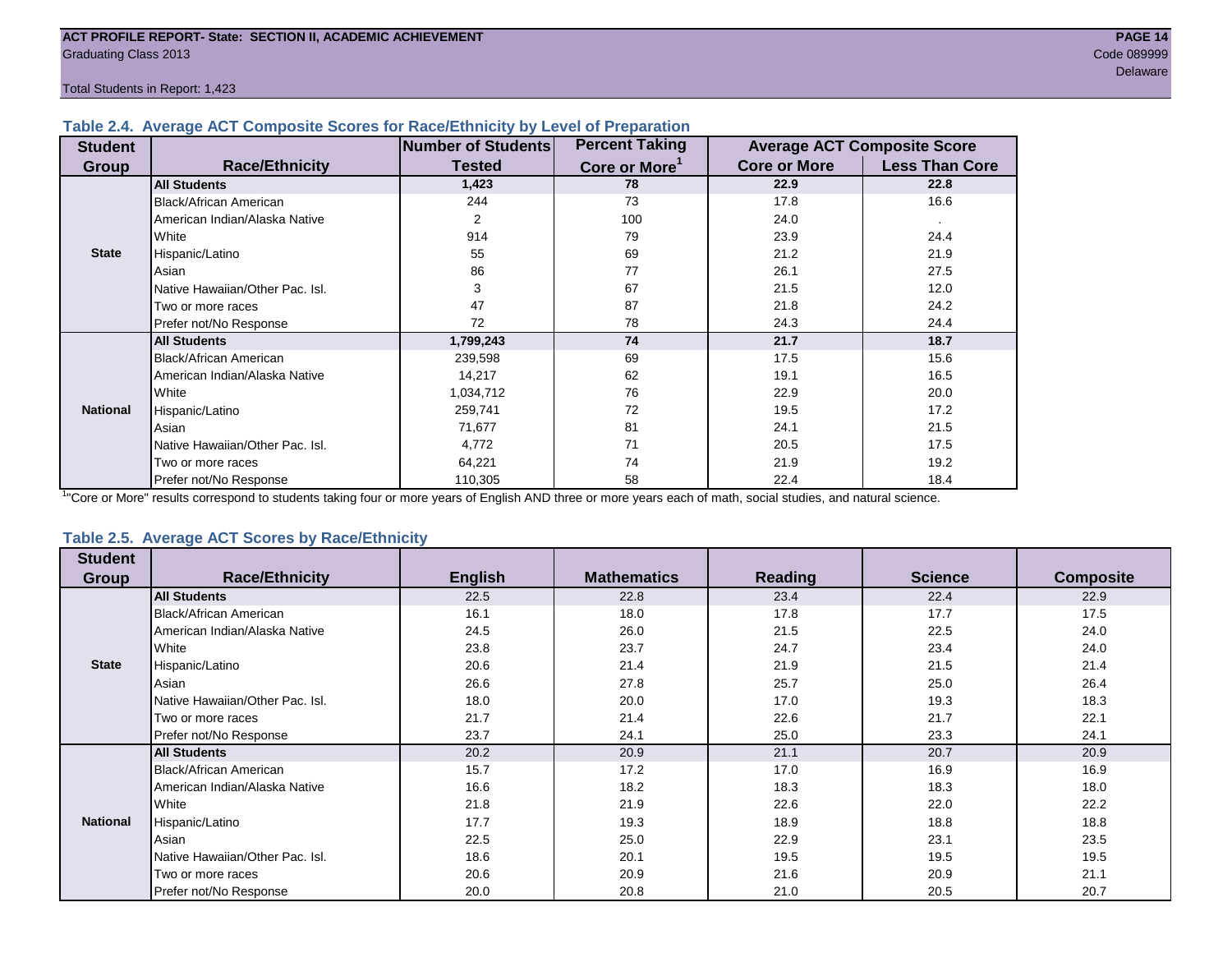ACT PROFILE REPORT- State: SECTION II, ACADEMIC ACHIEVEMENT
Graduating Class 2013
Code 089999
Delaware

Total Students in Report: 1,423

### Table 2.4. Average ACT Composite Scores for Race/Ethnicity by Level of Preparation

| Student Group | Race/Ethnicity | Number of Students Tested | Percent Taking Core or More[1] | Average ACT Composite Score | |
|---|---|---|---|---|---|
| | | | | Core or More | Less Than Core |
| State | **All Students** | **1,423** | **78** | **22.9** | **22.8** |
| | Black/African American | 244 | 73 | 17.8 | 16.6 |
| | American Indian/Alaska Native | 2 | 100 | 24.0 | . |
| | White | 914 | 79 | 23.9 | 24.4 |
| | Hispanic/Latino | 55 | 69 | 21.2 | 21.9 |
| | Asian | 86 | 77 | 26.1 | 27.5 |
| | Native Hawaiian/Other Pac. Isl. | 3 | 67 | 21.5 | 12.0 |
| | Two or more races | 47 | 87 | 21.8 | 24.2 |
| | Prefer not/No Response | 72 | 78 | 24.3 | 24.4 |
| National | **All Students** | **1,799,243** | **74** | **21.7** | **18.7** |
| | Black/African American | 239,598 | 69 | 17.5 | 15.6 |
| | American Indian/Alaska Native | 14,217 | 62 | 19.1 | 16.5 |
| | White | 1,034,712 | 76 | 22.9 | 20.0 |
| | Hispanic/Latino | 259,741 | 72 | 19.5 | 17.2 |
| | Asian | 71,677 | 81 | 24.1 | 21.5 |
| | Native Hawaiian/Other Pac. Isl. | 4,772 | 71 | 20.5 | 17.5 |
| | Two or more races | 64,221 | 74 | 21.9 | 19.2 |
| | Prefer not/No Response | 110,305 | 58 | 22.4 | 18.4 |

[1] "Core or More" results correspond to students taking four or more years of English AND three or more years each of math, social studies, and natural science.

### Table 2.5. Average ACT Scores by Race/Ethnicity

| Student Group | Race/Ethnicity | English | Mathematics | Reading | Science | Composite |
|---|---|---|---|---|---|---|
| State | **All Students** | 22.5 | 22.8 | 23.4 | 22.4 | 22.9 |
| | Black/African American | 16.1 | 18.0 | 17.8 | 17.7 | 17.5 |
| | American Indian/Alaska Native | 24.5 | 26.0 | 21.5 | 22.5 | 24.0 |
| | White | 23.8 | 23.7 | 24.7 | 23.4 | 24.0 |
| | Hispanic/Latino | 20.6 | 21.4 | 21.9 | 21.5 | 21.4 |
| | Asian | 26.6 | 27.8 | 25.7 | 25.0 | 26.4 |
| | Native Hawaiian/Other Pac. Isl. | 18.0 | 20.0 | 17.0 | 19.3 | 18.3 |
| | Two or more races | 21.7 | 21.4 | 22.6 | 21.7 | 22.1 |
| | Prefer not/No Response | 23.7 | 24.1 | 25.0 | 23.3 | 24.1 |
| National | **All Students** | 20.2 | 20.9 | 21.1 | 20.7 | 20.9 |
| | Black/African American | 15.7 | 17.2 | 17.0 | 16.9 | 16.9 |
| | American Indian/Alaska Native | 16.6 | 18.2 | 18.3 | 18.3 | 18.0 |
| | White | 21.8 | 21.9 | 22.6 | 22.0 | 22.2 |
| | Hispanic/Latino | 17.7 | 19.3 | 18.9 | 18.8 | 18.8 |
| | Asian | 22.5 | 25.0 | 22.9 | 23.1 | 23.5 |
| | Native Hawaiian/Other Pac. Isl. | 18.6 | 20.1 | 19.5 | 19.5 | 19.5 |
| | Two or more races | 20.6 | 20.9 | 21.6 | 20.9 | 21.1 |
| | Prefer not/No Response | 20.0 | 20.8 | 21.0 | 20.5 | 20.7 |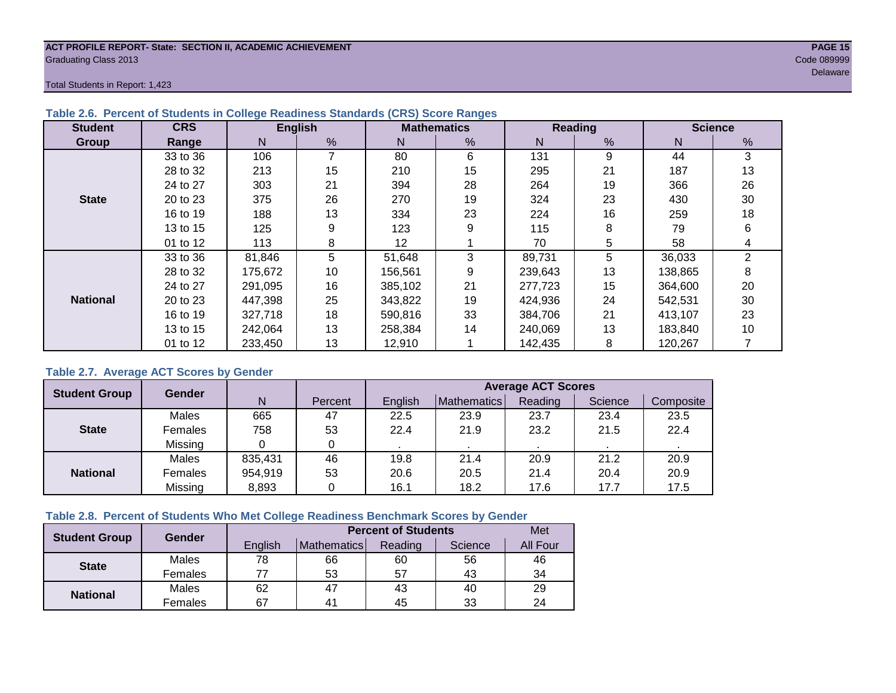**ACT PROFILE REPORT- State: SECTION II, ACADEMIC ACHIEVEMENT**

Graduating Class 2013

Code 089999

Delaware

Total Students in Report: 1,423

### Table 2.6. Percent of Students in College Readiness Standards (CRS) Score Ranges

| Student Group | CRS Range | English | | Mathematics | | Reading | | Science | |
|---|---|---|---|---|---|---|---|---|---|
| | | N | % | N | % | N | % | N | % |
| State | 33 to 36 | 106 | 7 | 80 | 6 | 131 | 9 | 44 | 3 |
| | 28 to 32 | 213 | 15 | 210 | 15 | 295 | 21 | 187 | 13 |
| | 24 to 27 | 303 | 21 | 394 | 28 | 264 | 19 | 366 | 26 |
| | 20 to 23 | 375 | 26 | 270 | 19 | 324 | 23 | 430 | 30 |
| | 16 to 19 | 188 | 13 | 334 | 23 | 224 | 16 | 259 | 18 |
| | 13 to 15 | 125 | 9 | 123 | 9 | 115 | 8 | 79 | 6 |
| | 01 to 12 | 113 | 8 | 12 | 1 | 70 | 5 | 58 | 4 |
| National | 33 to 36 | 81,846 | 5 | 51,648 | 3 | 89,731 | 5 | 36,033 | 2 |
| | 28 to 32 | 175,672 | 10 | 156,561 | 9 | 239,643 | 13 | 138,865 | 8 |
| | 24 to 27 | 291,095 | 16 | 385,102 | 21 | 277,723 | 15 | 364,600 | 20 |
| | 20 to 23 | 447,398 | 25 | 343,822 | 19 | 424,936 | 24 | 542,531 | 30 |
| | 16 to 19 | 327,718 | 18 | 590,816 | 33 | 384,706 | 21 | 413,107 | 23 |
| | 13 to 15 | 242,064 | 13 | 258,384 | 14 | 240,069 | 13 | 183,840 | 10 |
| | 01 to 12 | 233,450 | 13 | 12,910 | 1 | 142,435 | 8 | 120,267 | 7 |

### Table 2.7. Average ACT Scores by Gender

| Student Group | Gender | N | Percent | Average ACT Scores | | | | |
|---|---|---|---|---|---|---|---|---|
| | | | | English | Mathematics | Reading | Science | Composite |
| State | Males | 665 | 47 | 22.5 | 23.9 | 23.7 | 23.4 | 23.5 |
| | Females | 758 | 53 | 22.4 | 21.9 | 23.2 | 21.5 | 22.4 |
| | Missing | 0 | 0 | . | . | . | . | . |
| National | Males | 835,431 | 46 | 19.8 | 21.4 | 20.9 | 21.2 | 20.9 |
| | Females | 954,919 | 53 | 20.6 | 20.5 | 21.4 | 20.4 | 20.9 |
| | Missing | 8,893 | 0 | 16.1 | 18.2 | 17.6 | 17.7 | 17.5 |

### Table 2.8. Percent of Students Who Met College Readiness Benchmark Scores by Gender

| Student Group | Gender | Percent of Students | | | | Met |
|---|---|---|---|---|---|---|
| | | English | Mathematics | Reading | Science | All Four |
| State | Males | 78 | 66 | 60 | 56 | 46 |
| | Females | 77 | 53 | 57 | 43 | 34 |
| National | Males | 62 | 47 | 43 | 40 | 29 |
| | Females | 67 | 41 | 45 | 33 | 24 |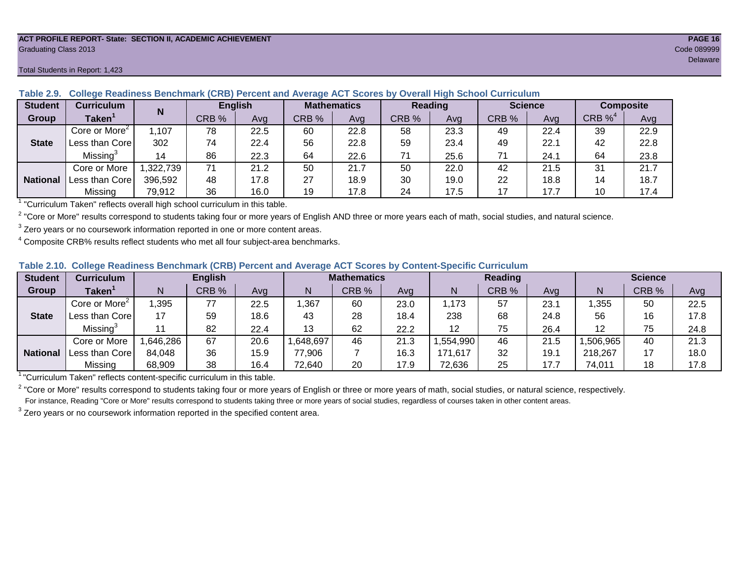ACT PROFILE REPORT- State: SECTION II, ACADEMIC ACHIEVEMENT
Graduating Class 2013
Code 089999
Delaware

Total Students in Report: 1,423

### Table 2.9. College Readiness Benchmark (CRB) Percent and Average ACT Scores by Overall High School Curriculum

| Student Group | Curriculum Taken[1] | N | English | | Mathematics | | Reading | | Science | | Composite | |
|---|---|---|---|---|---|---|---|---|---|---|---|---|
| | | | CRB % | Avg | CRB % | Avg | CRB % | Avg | CRB % | Avg | CRB %[4] | Avg |
| State | Core or More[2] | 1,107 | 78 | 22.5 | 60 | 22.8 | 58 | 23.3 | 49 | 22.4 | 39 | 22.9 |
| | Less than Core | 302 | 74 | 22.4 | 56 | 22.8 | 59 | 23.4 | 49 | 22.1 | 42 | 22.8 |
| | Missing[3] | 14 | 86 | 22.3 | 64 | 22.6 | 71 | 25.6 | 71 | 24.1 | 64 | 23.8 |
| National | Core or More | 1,322,739 | 71 | 21.2 | 50 | 21.7 | 50 | 22.0 | 42 | 21.5 | 31 | 21.7 |
| | Less than Core | 396,592 | 48 | 17.8 | 27 | 18.9 | 30 | 19.0 | 22 | 18.8 | 14 | 18.7 |
| | Missing | 79,912 | 36 | 16.0 | 19 | 17.8 | 24 | 17.5 | 17 | 17.7 | 10 | 17.4 |

[1] "Curriculum Taken" reflects overall high school curriculum in this table.

[2] "Core or More" results correspond to students taking four or more years of English AND three or more years each of math, social studies, and natural science.

[3] Zero years or no coursework information reported in one or more content areas.

[4] Composite CRB% results reflect students who met all four subject-area benchmarks.

### Table 2.10. College Readiness Benchmark (CRB) Percent and Average ACT Scores by Content-Specific Curriculum

| Student Group | Curriculum Taken[1] | English | | | Mathematics | | | Reading | | | Science | | |
|---|---|---|---|---|---|---|---|---|---|---|---|---|---|
| | | N | CRB % | Avg | N | CRB % | Avg | N | CRB % | Avg | N | CRB % | Avg |
| State | Core or More[2] | 1,395 | 77 | 22.5 | 1,367 | 60 | 23.0 | 1,173 | 57 | 23.1 | 1,355 | 50 | 22.5 |
| | Less than Core | 17 | 59 | 18.6 | 43 | 28 | 18.4 | 238 | 68 | 24.8 | 56 | 16 | 17.8 |
| | Missing[3] | 11 | 82 | 22.4 | 13 | 62 | 22.2 | 12 | 75 | 26.4 | 12 | 75 | 24.8 |
| National | Core or More | 1,646,286 | 67 | 20.6 | 1,648,697 | 46 | 21.3 | 1,554,990 | 46 | 21.5 | 1,506,965 | 40 | 21.3 |
| | Less than Core | 84,048 | 36 | 15.9 | 77,906 | 7 | 16.3 | 171,617 | 32 | 19.1 | 218,267 | 17 | 18.0 |
| | Missing | 68,909 | 38 | 16.4 | 72,640 | 20 | 17.9 | 72,636 | 25 | 17.7 | 74,011 | 18 | 17.8 |

[1] "Curriculum Taken" reflects content-specific curriculum in this table.

[2] "Core or More" results correspond to students taking four or more years of English or three or more years of math, social studies, or natural science, respectively.
For instance, Reading "Core or More" results correspond to students taking three or more years of social studies, regardless of courses taken in other content areas.

[3] Zero years or no coursework information reported in the specified content area.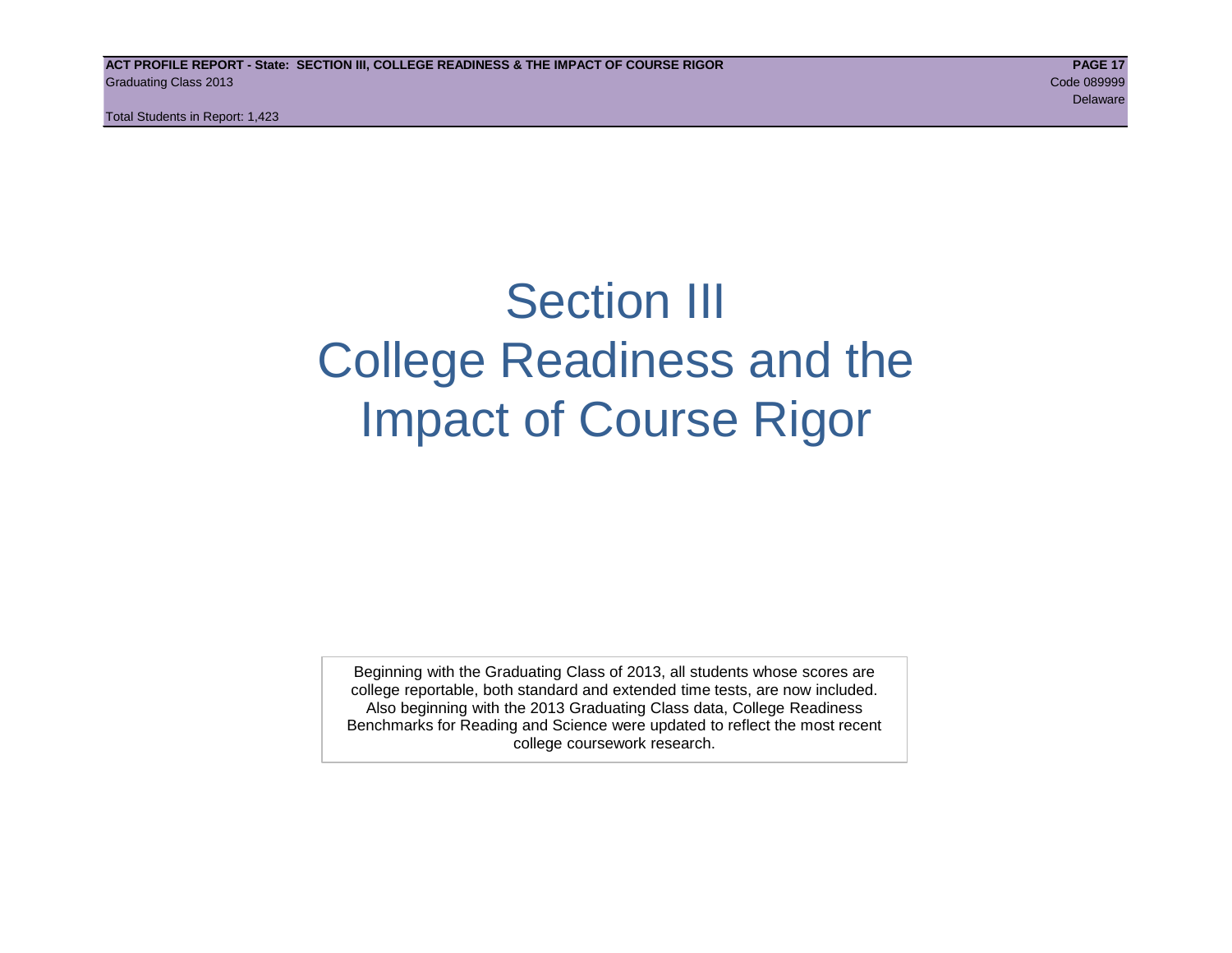# Section III College Readiness and the Impact of Course Rigor

Beginning with the Graduating Class of 2013, all students whose scores are college reportable, both standard and extended time tests, are now included. Also beginning with the 2013 Graduating Class data, College Readiness Benchmarks for Reading and Science were updated to reflect the most recent college coursework research.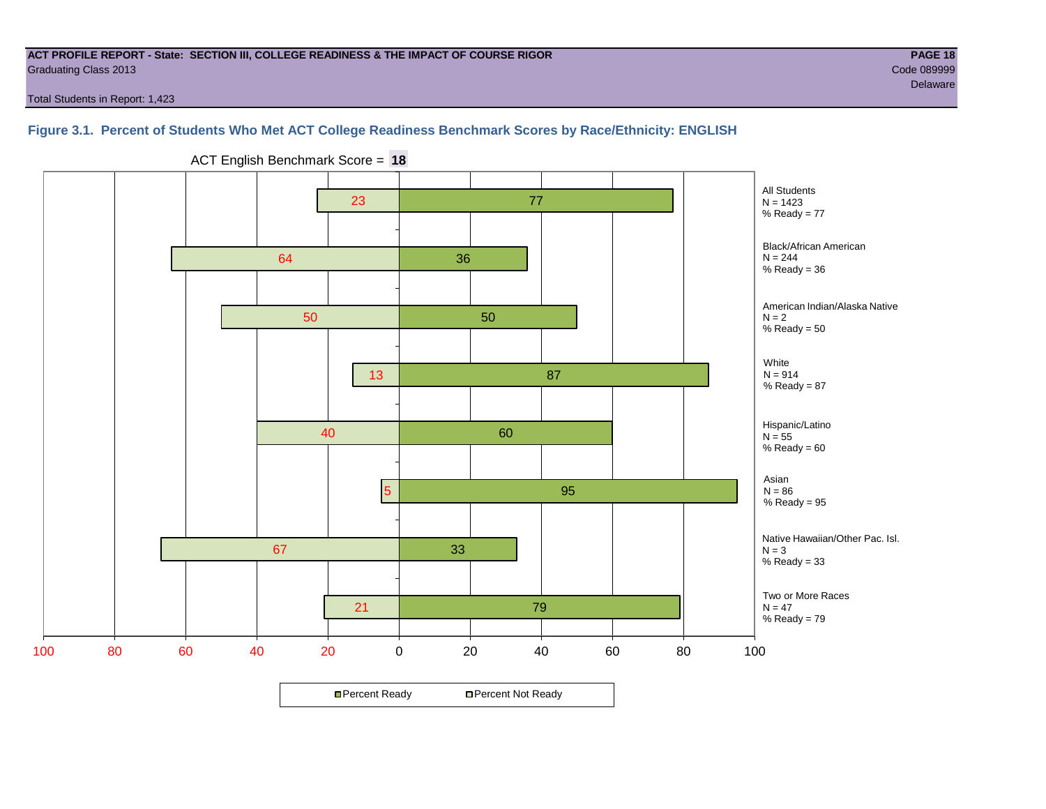**ACT PROFILE REPORT - State: SECTION III, COLLEGE READINESS & THE IMPACT OF COURSE RIGOR**
Graduating Class 2013

Code 089999
Delaware

Total Students in Report: 1,423

### Figure 3.1. Percent of Students Who Met ACT College Readiness Benchmark Scores by Race/Ethnicity: ENGLISH

ACT English Benchmark Score = **18**

| Group | N | Percent Not Ready | Percent Ready |
|---|---|---|---|
| All Students | 1423 | 23 | 77 |
| Black/African American | 244 | 64 | 36 |
| American Indian/Alaska Native | 2 | 50 | 50 |
| White | 914 | 13 | 87 |
| Hispanic/Latino | 55 | 40 | 60 |
| Asian | 86 | 5 | 95 |
| Native Hawaiian/Other Pac. Isl. | 3 | 67 | 33 |
| Two or More Races | 47 | 21 | 79 |

■ Percent Ready □ Percent Not Ready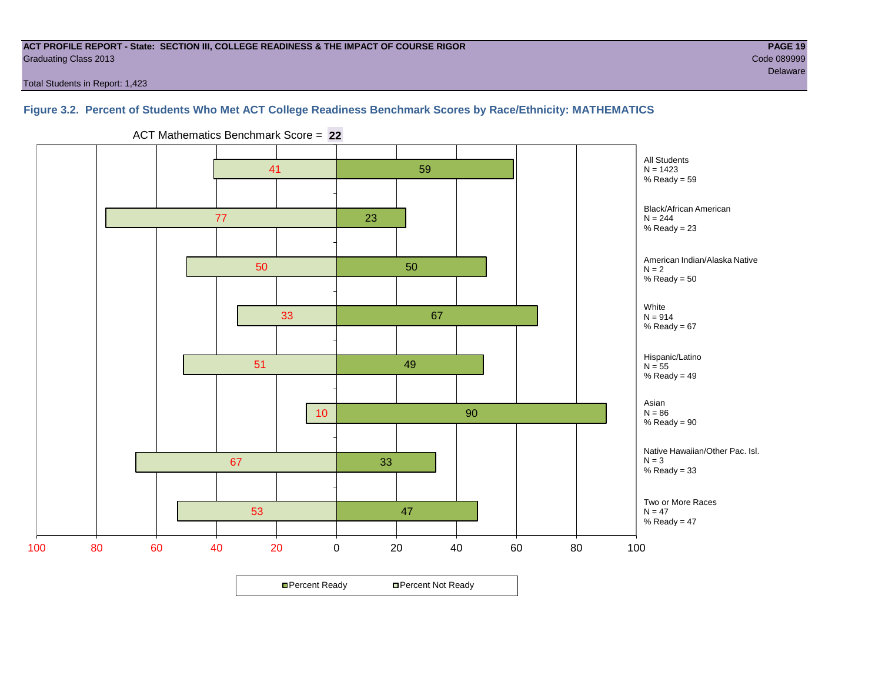**ACT PROFILE REPORT - State: SECTION III, COLLEGE READINESS & THE IMPACT OF COURSE RIGOR**
Graduating Class 2013

Code 089999
Delaware

Total Students in Report: 1,423

### Figure 3.2. Percent of Students Who Met ACT College Readiness Benchmark Scores by Race/Ethnicity: MATHEMATICS

ACT Mathematics Benchmark Score = **22**

| Group | N | Percent Not Ready | Percent Ready |
|---|---|---|---|
| All Students | 1423 | 41 | 59 |
| Black/African American | 244 | 77 | 23 |
| American Indian/Alaska Native | 2 | 50 | 50 |
| White | 914 | 33 | 67 |
| Hispanic/Latino | 55 | 51 | 49 |
| Asian | 86 | 10 | 90 |
| Native Hawaiian/Other Pac. Isl. | 3 | 67 | 33 |
| Two or More Races | 47 | 53 | 47 |

Percent Ready | Percent Not Ready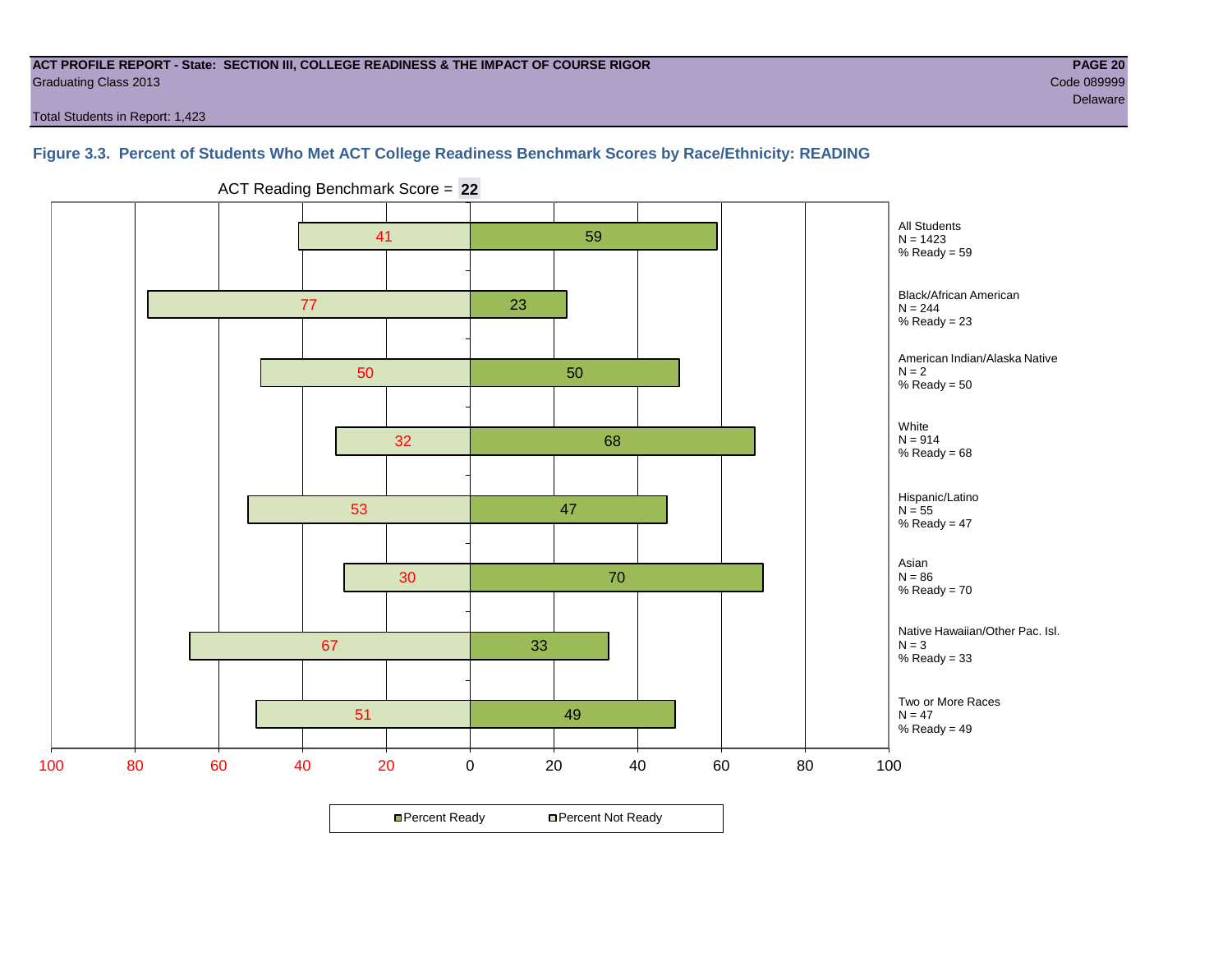**ACT PROFILE REPORT - State: SECTION III, COLLEGE READINESS & THE IMPACT OF COURSE RIGOR**
Graduating Class 2013
Total Students in Report: 1,423

**PAGE 20**
Code 089999
Delaware

### Figure 3.3. Percent of Students Who Met ACT College Readiness Benchmark Scores by Race/Ethnicity: READING

ACT Reading Benchmark Score = **22**

| Group | N | Percent Not Ready | Percent Ready |
|---|---|---|---|
| All Students | 1423 | 41 | 59 |
| Black/African American | 244 | 77 | 23 |
| American Indian/Alaska Native | 2 | 50 | 50 |
| White | 914 | 32 | 68 |
| Hispanic/Latino | 55 | 53 | 47 |
| Asian | 86 | 30 | 70 |
| Native Hawaiian/Other Pac. Isl. | 3 | 67 | 33 |
| Two or More Races | 47 | 51 | 49 |

Percent Ready    Percent Not Ready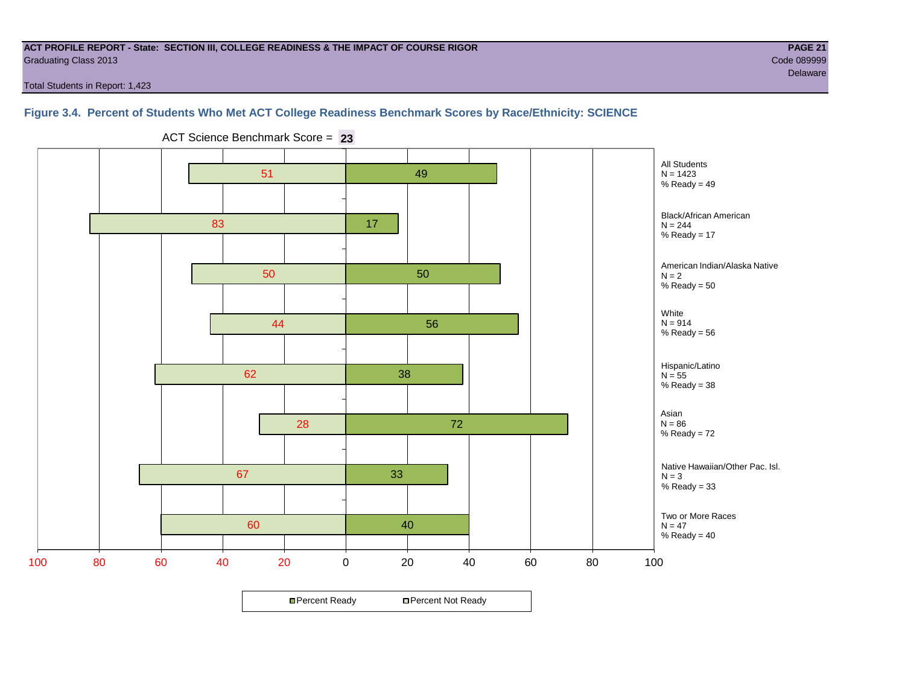**ACT PROFILE REPORT - State: SECTION III, COLLEGE READINESS & THE IMPACT OF COURSE RIGOR**
Graduating Class 2013
Total Students in Report: 1,423

Code 089999
Delaware

### Figure 3.4. Percent of Students Who Met ACT College Readiness Benchmark Scores by Race/Ethnicity: SCIENCE

ACT Science Benchmark Score = **23**

| Group | N | Percent Not Ready | Percent Ready |
|---|---|---|---|
| All Students | 1423 | 51 | 49 |
| Black/African American | 244 | 83 | 17 |
| American Indian/Alaska Native | 2 | 50 | 50 |
| White | 914 | 44 | 56 |
| Hispanic/Latino | 55 | 62 | 38 |
| Asian | 86 | 28 | 72 |
| Native Hawaiian/Other Pac. Isl. | 3 | 67 | 33 |
| Two or More Races | 47 | 60 | 40 |

■ Percent Ready ■ Percent Not Ready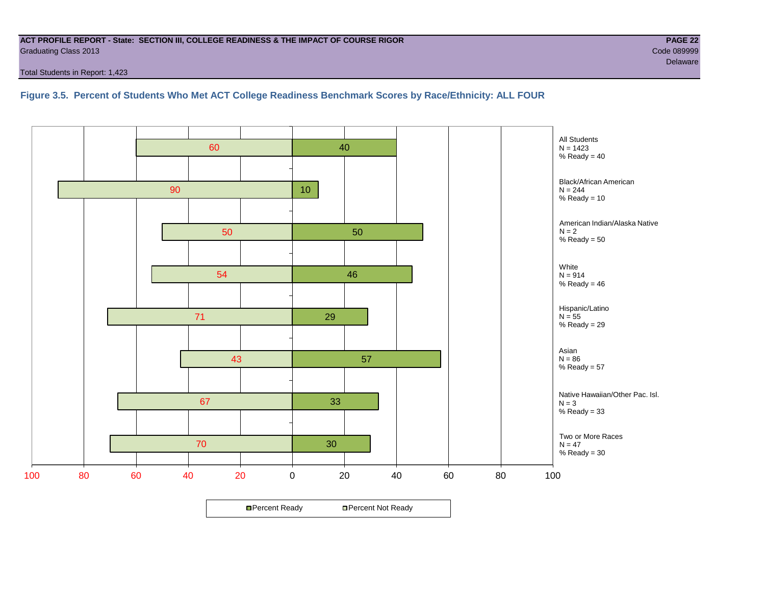**ACT PROFILE REPORT - State: SECTION III, COLLEGE READINESS & THE IMPACT OF COURSE RIGOR**
Graduating Class 2013

Code 089999
Delaware

Total Students in Report: 1,423

### Figure 3.5. Percent of Students Who Met ACT College Readiness Benchmark Scores by Race/Ethnicity: ALL FOUR

| Group | N | Percent Not Ready | Percent Ready |
|---|---|---|---|
| All Students | 1423 | 60 | 40 |
| Black/African American | 244 | 90 | 10 |
| American Indian/Alaska Native | 2 | 50 | 50 |
| White | 914 | 54 | 46 |
| Hispanic/Latino | 55 | 71 | 29 |
| Asian | 86 | 43 | 57 |
| Native Hawaiian/Other Pac. Isl. | 3 | 67 | 33 |
| Two or More Races | 47 | 70 | 30 |

All Students
N = 1423
% Ready = 40

Black/African American
N = 244
% Ready = 10

American Indian/Alaska Native
N = 2
% Ready = 50

White
N = 914
% Ready = 46

Hispanic/Latino
N = 55
% Ready = 29

Asian
N = 86
% Ready = 57

Native Hawaiian/Other Pac. Isl.
N = 3
% Ready = 33

Two or More Races
N = 47
% Ready = 30

Percent Ready | Percent Not Ready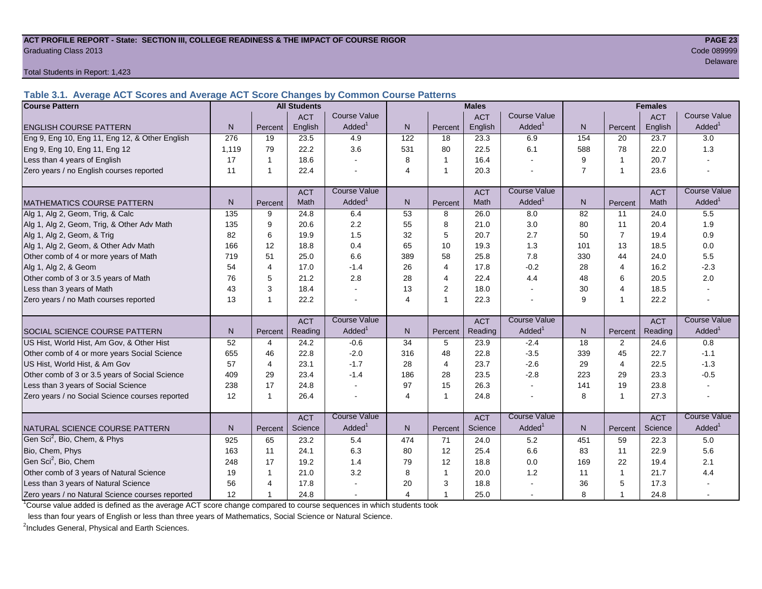**ACT PROFILE REPORT - State: SECTION III, COLLEGE READINESS & THE IMPACT OF COURSE RIGOR**

Graduating Class 2013

Code 089999

Delaware

Total Students in Report: 1,423

### Table 3.1. Average ACT Scores and Average ACT Score Changes by Common Course Patterns

| Course Pattern | All Students | | | | Males | | | | Females | | | |
|---|---|---|---|---|---|---|---|---|---|---|---|---|
| ENGLISH COURSE PATTERN | N | Percent | ACT English | Course Value Added[1] | N | Percent | ACT English | Course Value Added[1] | N | Percent | ACT English | Course Value Added[1] |
| Eng 9, Eng 10, Eng 11, Eng 12, & Other English | 276 | 19 | 23.5 | 4.9 | 122 | 18 | 23.3 | 6.9 | 154 | 20 | 23.7 | 3.0 |
| Eng 9, Eng 10, Eng 11, Eng 12 | 1,119 | 79 | 22.2 | 3.6 | 531 | 80 | 22.5 | 6.1 | 588 | 78 | 22.0 | 1.3 |
| Less than 4 years of English | 17 | 1 | 18.6 | - | 8 | 1 | 16.4 | - | 9 | 1 | 20.7 | - |
| Zero years / no English courses reported | 11 | 1 | 22.4 | - | 4 | 1 | 20.3 | - | 7 | 1 | 23.6 | - |
| MATHEMATICS COURSE PATTERN | N | Percent | ACT Math | Course Value Added[1] | N | Percent | ACT Math | Course Value Added[1] | N | Percent | ACT Math | Course Value Added[1] |
| Alg 1, Alg 2, Geom, Trig, & Calc | 135 | 9 | 24.8 | 6.4 | 53 | 8 | 26.0 | 8.0 | 82 | 11 | 24.0 | 5.5 |
| Alg 1, Alg 2, Geom, Trig, & Other Adv Math | 135 | 9 | 20.6 | 2.2 | 55 | 8 | 21.0 | 3.0 | 80 | 11 | 20.4 | 1.9 |
| Alg 1, Alg 2, Geom, & Trig | 82 | 6 | 19.9 | 1.5 | 32 | 5 | 20.7 | 2.7 | 50 | 7 | 19.4 | 0.9 |
| Alg 1, Alg 2, Geom, & Other Adv Math | 166 | 12 | 18.8 | 0.4 | 65 | 10 | 19.3 | 1.3 | 101 | 13 | 18.5 | 0.0 |
| Other comb of 4 or more years of Math | 719 | 51 | 25.0 | 6.6 | 389 | 58 | 25.8 | 7.8 | 330 | 44 | 24.0 | 5.5 |
| Alg 1, Alg 2, & Geom | 54 | 4 | 17.0 | -1.4 | 26 | 4 | 17.8 | -0.2 | 28 | 4 | 16.2 | -2.3 |
| Other comb of 3 or 3.5 years of Math | 76 | 5 | 21.2 | 2.8 | 28 | 4 | 22.4 | 4.4 | 48 | 6 | 20.5 | 2.0 |
| Less than 3 years of Math | 43 | 3 | 18.4 | - | 13 | 2 | 18.0 | - | 30 | 4 | 18.5 | - |
| Zero years / no Math courses reported | 13 | 1 | 22.2 | - | 4 | 1 | 22.3 | - | 9 | 1 | 22.2 | - |
| SOCIAL SCIENCE COURSE PATTERN | N | Percent | ACT Reading | Course Value Added[1] | N | Percent | ACT Reading | Course Value Added[1] | N | Percent | ACT Reading | Course Value Added[1] |
| US Hist, World Hist, Am Gov, & Other Hist | 52 | 4 | 24.2 | -0.6 | 34 | 5 | 23.9 | -2.4 | 18 | 2 | 24.6 | 0.8 |
| Other comb of 4 or more years Social Science | 655 | 46 | 22.8 | -2.0 | 316 | 48 | 22.8 | -3.5 | 339 | 45 | 22.7 | -1.1 |
| US Hist, World Hist, & Am Gov | 57 | 4 | 23.1 | -1.7 | 28 | 4 | 23.7 | -2.6 | 29 | 4 | 22.5 | -1.3 |
| Other comb of 3 or 3.5 years of Social Science | 409 | 29 | 23.4 | -1.4 | 186 | 28 | 23.5 | -2.8 | 223 | 29 | 23.3 | -0.5 |
| Less than 3 years of Social Science | 238 | 17 | 24.8 | - | 97 | 15 | 26.3 | - | 141 | 19 | 23.8 | - |
| Zero years / no Social Science courses reported | 12 | 1 | 26.4 | - | 4 | 1 | 24.8 | - | 8 | 1 | 27.3 | - |
| NATURAL SCIENCE COURSE PATTERN | N | Percent | ACT Science | Course Value Added[1] | N | Percent | ACT Science | Course Value Added[1] | N | Percent | ACT Science | Course Value Added[1] |
| Gen Sci[2], Bio, Chem, & Phys | 925 | 65 | 23.2 | 5.4 | 474 | 71 | 24.0 | 5.2 | 451 | 59 | 22.3 | 5.0 |
| Bio, Chem, Phys | 163 | 11 | 24.1 | 6.3 | 80 | 12 | 25.4 | 6.6 | 83 | 11 | 22.9 | 5.6 |
| Gen Sci[2], Bio, Chem | 248 | 17 | 19.2 | 1.4 | 79 | 12 | 18.8 | 0.0 | 169 | 22 | 19.4 | 2.1 |
| Other comb of 3 years of Natural Science | 19 | 1 | 21.0 | 3.2 | 8 | 1 | 20.0 | 1.2 | 11 | 1 | 21.7 | 4.4 |
| Less than 3 years of Natural Science | 56 | 4 | 17.8 | - | 20 | 3 | 18.8 | - | 36 | 5 | 17.3 | - |
| Zero years / no Natural Science courses reported | 12 | 1 | 24.8 | - | 4 | 1 | 25.0 | - | 8 | 1 | 24.8 | - |

[1]Course value added is defined as the average ACT score change compared to course sequences in which students took less than four years of English or less than three years of Mathematics, Social Science or Natural Science.

[2]Includes General, Physical and Earth Sciences.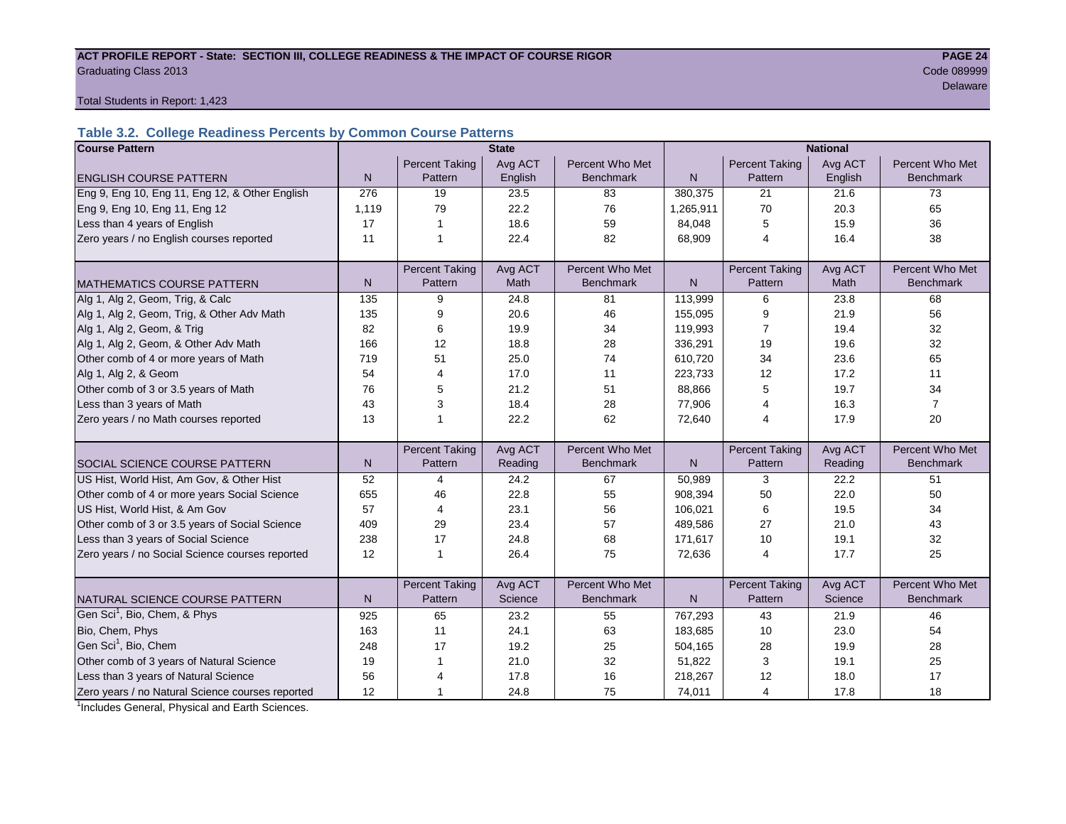**ACT PROFILE REPORT - State: SECTION III, COLLEGE READINESS & THE IMPACT OF COURSE RIGOR**

Graduating Class 2013

Code 089999

Delaware

Total Students in Report: 1,423

## Table 3.2. College Readiness Percents by Common Course Patterns

| Course Pattern | State | | | | National | | | |
|---|---|---|---|---|---|---|---|---|
| ENGLISH COURSE PATTERN | N | Percent Taking Pattern | Avg ACT English | Percent Who Met Benchmark | N | Percent Taking Pattern | Avg ACT English | Percent Who Met Benchmark |
| Eng 9, Eng 10, Eng 11, Eng 12, & Other English | 276 | 19 | 23.5 | 83 | 380,375 | 21 | 21.6 | 73 |
| Eng 9, Eng 10, Eng 11, Eng 12 | 1,119 | 79 | 22.2 | 76 | 1,265,911 | 70 | 20.3 | 65 |
| Less than 4 years of English | 17 | 1 | 18.6 | 59 | 84,048 | 5 | 15.9 | 36 |
| Zero years / no English courses reported | 11 | 1 | 22.4 | 82 | 68,909 | 4 | 16.4 | 38 |
| MATHEMATICS COURSE PATTERN | N | Percent Taking Pattern | Avg ACT Math | Percent Who Met Benchmark | N | Percent Taking Pattern | Avg ACT Math | Percent Who Met Benchmark |
| Alg 1, Alg 2, Geom, Trig, & Calc | 135 | 9 | 24.8 | 81 | 113,999 | 6 | 23.8 | 68 |
| Alg 1, Alg 2, Geom, Trig, & Other Adv Math | 135 | 9 | 20.6 | 46 | 155,095 | 9 | 21.9 | 56 |
| Alg 1, Alg 2, Geom, & Trig | 82 | 6 | 19.9 | 34 | 119,993 | 7 | 19.4 | 32 |
| Alg 1, Alg 2, Geom, & Other Adv Math | 166 | 12 | 18.8 | 28 | 336,291 | 19 | 19.6 | 32 |
| Other comb of 4 or more years of Math | 719 | 51 | 25.0 | 74 | 610,720 | 34 | 23.6 | 65 |
| Alg 1, Alg 2, & Geom | 54 | 4 | 17.0 | 11 | 223,733 | 12 | 17.2 | 11 |
| Other comb of 3 or 3.5 years of Math | 76 | 5 | 21.2 | 51 | 88,866 | 5 | 19.7 | 34 |
| Less than 3 years of Math | 43 | 3 | 18.4 | 28 | 77,906 | 4 | 16.3 | 7 |
| Zero years / no Math courses reported | 13 | 1 | 22.2 | 62 | 72,640 | 4 | 17.9 | 20 |
| SOCIAL SCIENCE COURSE PATTERN | N | Percent Taking Pattern | Avg ACT Reading | Percent Who Met Benchmark | N | Percent Taking Pattern | Avg ACT Reading | Percent Who Met Benchmark |
| US Hist, World Hist, Am Gov, & Other Hist | 52 | 4 | 24.2 | 67 | 50,989 | 3 | 22.2 | 51 |
| Other comb of 4 or more years Social Science | 655 | 46 | 22.8 | 55 | 908,394 | 50 | 22.0 | 50 |
| US Hist, World Hist, & Am Gov | 57 | 4 | 23.1 | 56 | 106,021 | 6 | 19.5 | 34 |
| Other comb of 3 or 3.5 years of Social Science | 409 | 29 | 23.4 | 57 | 489,586 | 27 | 21.0 | 43 |
| Less than 3 years of Social Science | 238 | 17 | 24.8 | 68 | 171,617 | 10 | 19.1 | 32 |
| Zero years / no Social Science courses reported | 12 | 1 | 26.4 | 75 | 72,636 | 4 | 17.7 | 25 |
| NATURAL SCIENCE COURSE PATTERN | N | Percent Taking Pattern | Avg ACT Science | Percent Who Met Benchmark | N | Percent Taking Pattern | Avg ACT Science | Percent Who Met Benchmark |
| Gen Sci[1], Bio, Chem, & Phys | 925 | 65 | 23.2 | 55 | 767,293 | 43 | 21.9 | 46 |
| Bio, Chem, Phys | 163 | 11 | 24.1 | 63 | 183,685 | 10 | 23.0 | 54 |
| Gen Sci[1], Bio, Chem | 248 | 17 | 19.2 | 25 | 504,165 | 28 | 19.9 | 28 |
| Other comb of 3 years of Natural Science | 19 | 1 | 21.0 | 32 | 51,822 | 3 | 19.1 | 25 |
| Less than 3 years of Natural Science | 56 | 4 | 17.8 | 16 | 218,267 | 12 | 18.0 | 17 |
| Zero years / no Natural Science courses reported | 12 | 1 | 24.8 | 75 | 74,011 | 4 | 17.8 | 18 |

[1]Includes General, Physical and Earth Sciences.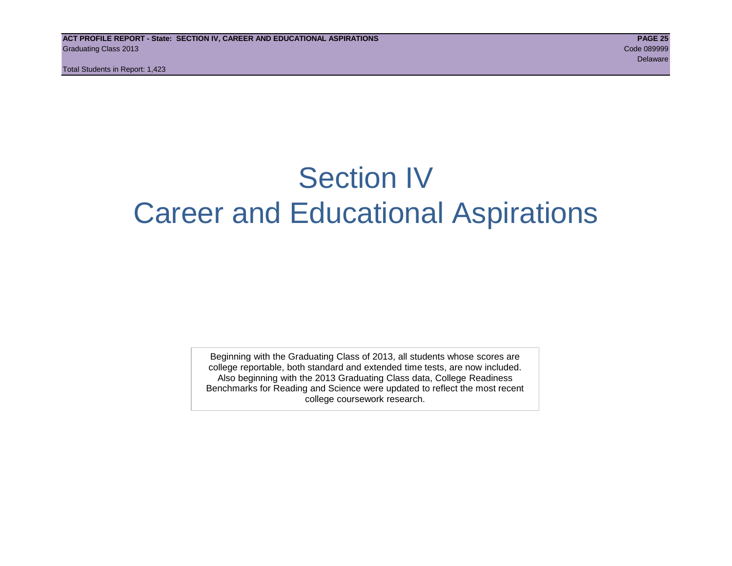# Section IV
# Career and Educational Aspirations

Beginning with the Graduating Class of 2013, all students whose scores are college reportable, both standard and extended time tests, are now included. Also beginning with the 2013 Graduating Class data, College Readiness Benchmarks for Reading and Science were updated to reflect the most recent college coursework research.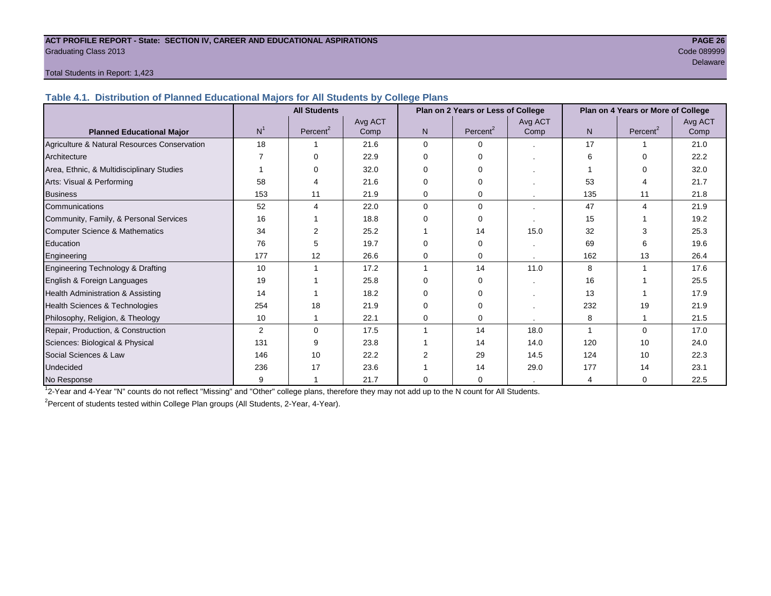**ACT PROFILE REPORT - State: SECTION IV, CAREER AND EDUCATIONAL ASPIRATIONS**
Graduating Class 2013
Code 089999
Delaware

Total Students in Report: 1,423

## Table 4.1. Distribution of Planned Educational Majors for All Students by College Plans

| Planned Educational Major | All Students | | | Plan on 2 Years or Less of College | | | Plan on 4 Years or More of College | | |
|---|---|---|---|---|---|---|---|---|---|
| | N[1] | Percent[2] | Avg ACT Comp | N | Percent[2] | Avg ACT Comp | N | Percent[2] | Avg ACT Comp |
| Agriculture & Natural Resources Conservation | 18 | 1 | 21.6 | 0 | 0 | . | 17 | 1 | 21.0 |
| Architecture | 7 | 0 | 22.9 | 0 | 0 | . | 6 | 0 | 22.2 |
| Area, Ethnic, & Multidisciplinary Studies | 1 | 0 | 32.0 | 0 | 0 | . | 1 | 0 | 32.0 |
| Arts: Visual & Performing | 58 | 4 | 21.6 | 0 | 0 | . | 53 | 4 | 21.7 |
| Business | 153 | 11 | 21.9 | 0 | 0 | . | 135 | 11 | 21.8 |
| Communications | 52 | 4 | 22.0 | 0 | 0 | . | 47 | 4 | 21.9 |
| Community, Family, & Personal Services | 16 | 1 | 18.8 | 0 | 0 | . | 15 | 1 | 19.2 |
| Computer Science & Mathematics | 34 | 2 | 25.2 | 1 | 14 | 15.0 | 32 | 3 | 25.3 |
| Education | 76 | 5 | 19.7 | 0 | 0 | . | 69 | 6 | 19.6 |
| Engineering | 177 | 12 | 26.6 | 0 | 0 | . | 162 | 13 | 26.4 |
| Engineering Technology & Drafting | 10 | 1 | 17.2 | 1 | 14 | 11.0 | 8 | 1 | 17.6 |
| English & Foreign Languages | 19 | 1 | 25.8 | 0 | 0 | . | 16 | 1 | 25.5 |
| Health Administration & Assisting | 14 | 1 | 18.2 | 0 | 0 | . | 13 | 1 | 17.9 |
| Health Sciences & Technologies | 254 | 18 | 21.9 | 0 | 0 | . | 232 | 19 | 21.9 |
| Philosophy, Religion, & Theology | 10 | 1 | 22.1 | 0 | 0 | . | 8 | 1 | 21.5 |
| Repair, Production, & Construction | 2 | 0 | 17.5 | 1 | 14 | 18.0 | 1 | 0 | 17.0 |
| Sciences: Biological & Physical | 131 | 9 | 23.8 | 1 | 14 | 14.0 | 120 | 10 | 24.0 |
| Social Sciences & Law | 146 | 10 | 22.2 | 2 | 29 | 14.5 | 124 | 10 | 22.3 |
| Undecided | 236 | 17 | 23.6 | 1 | 14 | 29.0 | 177 | 14 | 23.1 |
| No Response | 9 | 1 | 21.7 | 0 | 0 | . | 4 | 0 | 22.5 |

[1] 2-Year and 4-Year "N" counts do not reflect "Missing" and "Other" college plans, therefore they may not add up to the N count for All Students.

[2] Percent of students tested within College Plan groups (All Students, 2-Year, 4-Year).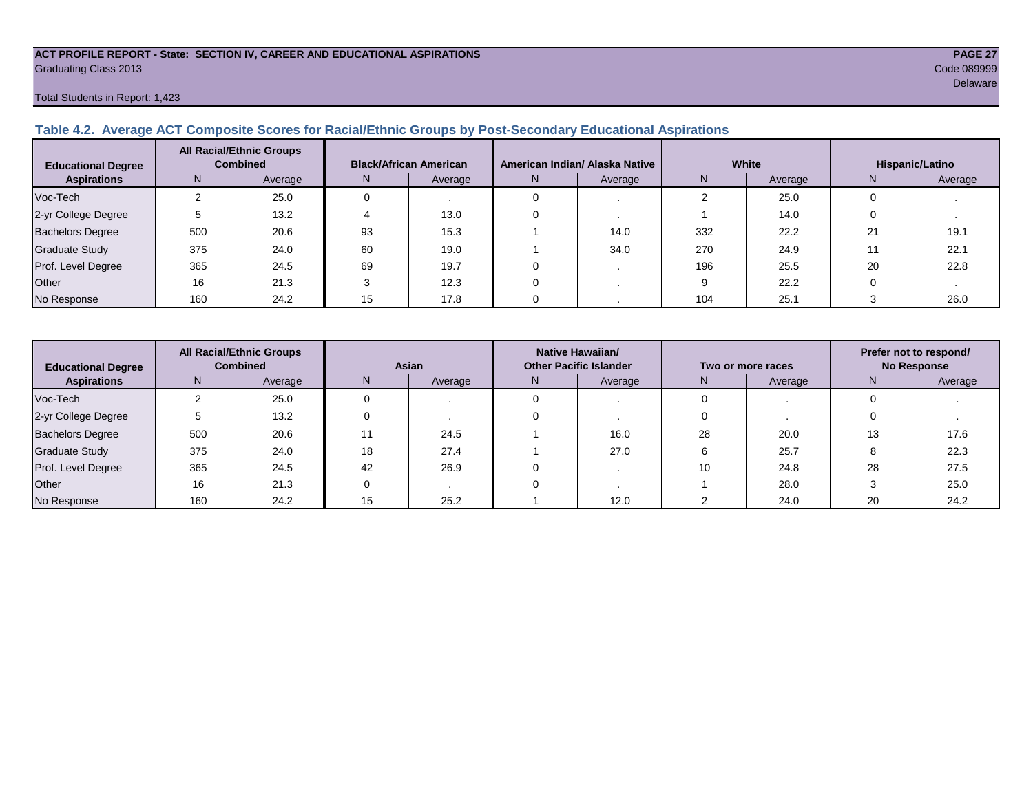**ACT PROFILE REPORT - State: SECTION IV, CAREER AND EDUCATIONAL ASPIRATIONS**

Graduating Class 2013

Code 089999

Delaware

Total Students in Report: 1,423

## Table 4.2. Average ACT Composite Scores for Racial/Ethnic Groups by Post-Secondary Educational Aspirations

| Educational Degree Aspirations | All Racial/Ethnic Groups Combined | | Black/African American | | American Indian/ Alaska Native | | White | | Hispanic/Latino | |
|---|---|---|---|---|---|---|---|---|---|---|
| | N | Average | N | Average | N | Average | N | Average | N | Average |
| Voc-Tech | 2 | 25.0 | 0 | . | 0 | . | 2 | 25.0 | 0 | . |
| 2-yr College Degree | 5 | 13.2 | 4 | 13.0 | 0 | . | 1 | 14.0 | 0 | . |
| Bachelors Degree | 500 | 20.6 | 93 | 15.3 | 1 | 14.0 | 332 | 22.2 | 21 | 19.1 |
| Graduate Study | 375 | 24.0 | 60 | 19.0 | 1 | 34.0 | 270 | 24.9 | 11 | 22.1 |
| Prof. Level Degree | 365 | 24.5 | 69 | 19.7 | 0 | . | 196 | 25.5 | 20 | 22.8 |
| Other | 16 | 21.3 | 3 | 12.3 | 0 | . | 9 | 22.2 | 0 | . |
| No Response | 160 | 24.2 | 15 | 17.8 | 0 | . | 104 | 25.1 | 3 | 26.0 |

| Educational Degree Aspirations | All Racial/Ethnic Groups Combined | | Asian | | Native Hawaiian/ Other Pacific Islander | | Two or more races | | Prefer not to respond/ No Response | |
|---|---|---|---|---|---|---|---|---|---|---|
| | N | Average | N | Average | N | Average | N | Average | N | Average |
| Voc-Tech | 2 | 25.0 | 0 | . | 0 | . | 0 | . | 0 | . |
| 2-yr College Degree | 5 | 13.2 | 0 | . | 0 | . | 0 | . | 0 | . |
| Bachelors Degree | 500 | 20.6 | 11 | 24.5 | 1 | 16.0 | 28 | 20.0 | 13 | 17.6 |
| Graduate Study | 375 | 24.0 | 18 | 27.4 | 1 | 27.0 | 6 | 25.7 | 8 | 22.3 |
| Prof. Level Degree | 365 | 24.5 | 42 | 26.9 | 0 | . | 10 | 24.8 | 28 | 27.5 |
| Other | 16 | 21.3 | 0 | . | 0 | . | 1 | 28.0 | 3 | 25.0 |
| No Response | 160 | 24.2 | 15 | 25.2 | 1 | 12.0 | 2 | 24.0 | 20 | 24.2 |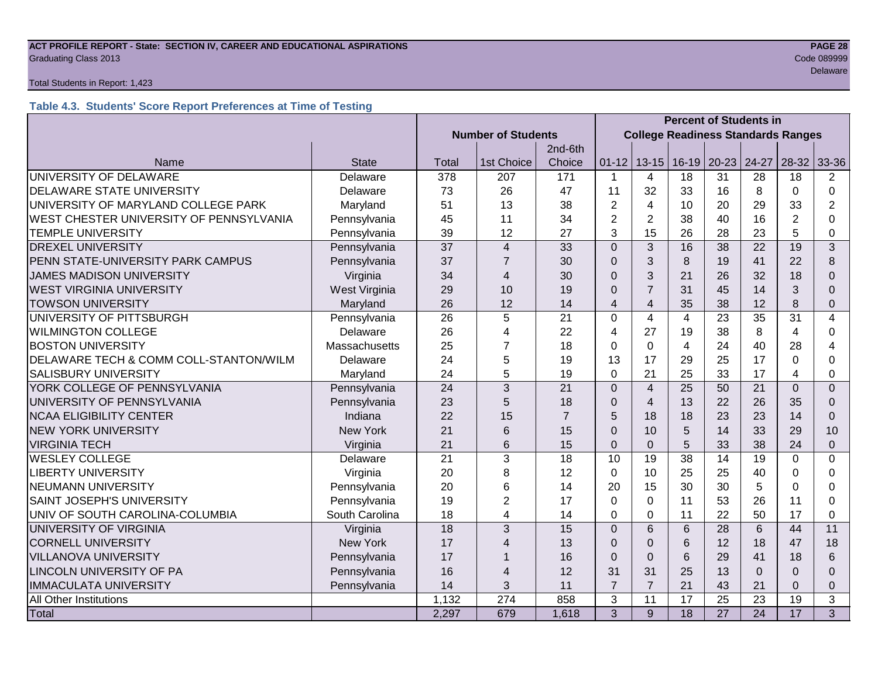ACT PROFILE REPORT - State: SECTION IV, CAREER AND EDUCATIONAL ASPIRATIONS

Graduating Class 2013

Code 089999

Delaware

Total Students in Report: 1,423

### Table 4.3. Students' Score Report Preferences at Time of Testing

| | | Number of Students | | | Percent of Students in College Readiness Standards Ranges | | | | | | |
|---|---|---|---|---|---|---|---|---|---|---|---|
| Name | State | Total | 1st Choice | 2nd-6th Choice | 01-12 | 13-15 | 16-19 | 20-23 | 24-27 | 28-32 | 33-36 |
| UNIVERSITY OF DELAWARE | Delaware | 378 | 207 | 171 | 1 | 4 | 18 | 31 | 28 | 18 | 2 |
| DELAWARE STATE UNIVERSITY | Delaware | 73 | 26 | 47 | 11 | 32 | 33 | 16 | 8 | 0 | 0 |
| UNIVERSITY OF MARYLAND COLLEGE PARK | Maryland | 51 | 13 | 38 | 2 | 4 | 10 | 20 | 29 | 33 | 2 |
| WEST CHESTER UNIVERSITY OF PENNSYLVANIA | Pennsylvania | 45 | 11 | 34 | 2 | 2 | 38 | 40 | 16 | 2 | 0 |
| TEMPLE UNIVERSITY | Pennsylvania | 39 | 12 | 27 | 3 | 15 | 26 | 28 | 23 | 5 | 0 |
| DREXEL UNIVERSITY | Pennsylvania | 37 | 4 | 33 | 0 | 3 | 16 | 38 | 22 | 19 | 3 |
| PENN STATE-UNIVERSITY PARK CAMPUS | Pennsylvania | 37 | 7 | 30 | 0 | 3 | 8 | 19 | 41 | 22 | 8 |
| JAMES MADISON UNIVERSITY | Virginia | 34 | 4 | 30 | 0 | 3 | 21 | 26 | 32 | 18 | 0 |
| WEST VIRGINIA UNIVERSITY | West Virginia | 29 | 10 | 19 | 0 | 7 | 31 | 45 | 14 | 3 | 0 |
| TOWSON UNIVERSITY | Maryland | 26 | 12 | 14 | 4 | 4 | 35 | 38 | 12 | 8 | 0 |
| UNIVERSITY OF PITTSBURGH | Pennsylvania | 26 | 5 | 21 | 0 | 4 | 4 | 23 | 35 | 31 | 4 |
| WILMINGTON COLLEGE | Delaware | 26 | 4 | 22 | 4 | 27 | 19 | 38 | 8 | 4 | 0 |
| BOSTON UNIVERSITY | Massachusetts | 25 | 7 | 18 | 0 | 0 | 4 | 24 | 40 | 28 | 4 |
| DELAWARE TECH & COMM COLL-STANTON/WILM | Delaware | 24 | 5 | 19 | 13 | 17 | 29 | 25 | 17 | 0 | 0 |
| SALISBURY UNIVERSITY | Maryland | 24 | 5 | 19 | 0 | 21 | 25 | 33 | 17 | 4 | 0 |
| YORK COLLEGE OF PENNSYLVANIA | Pennsylvania | 24 | 3 | 21 | 0 | 4 | 25 | 50 | 21 | 0 | 0 |
| UNIVERSITY OF PENNSYLVANIA | Pennsylvania | 23 | 5 | 18 | 0 | 4 | 13 | 22 | 26 | 35 | 0 |
| NCAA ELIGIBILITY CENTER | Indiana | 22 | 15 | 7 | 5 | 18 | 18 | 23 | 23 | 14 | 0 |
| NEW YORK UNIVERSITY | New York | 21 | 6 | 15 | 0 | 10 | 5 | 14 | 33 | 29 | 10 |
| VIRGINIA TECH | Virginia | 21 | 6 | 15 | 0 | 0 | 5 | 33 | 38 | 24 | 0 |
| WESLEY COLLEGE | Delaware | 21 | 3 | 18 | 10 | 19 | 38 | 14 | 19 | 0 | 0 |
| LIBERTY UNIVERSITY | Virginia | 20 | 8 | 12 | 0 | 10 | 25 | 25 | 40 | 0 | 0 |
| NEUMANN UNIVERSITY | Pennsylvania | 20 | 6 | 14 | 20 | 15 | 30 | 30 | 5 | 0 | 0 |
| SAINT JOSEPH'S UNIVERSITY | Pennsylvania | 19 | 2 | 17 | 0 | 0 | 11 | 53 | 26 | 11 | 0 |
| UNIV OF SOUTH CAROLINA-COLUMBIA | South Carolina | 18 | 4 | 14 | 0 | 0 | 11 | 22 | 50 | 17 | 0 |
| UNIVERSITY OF VIRGINIA | Virginia | 18 | 3 | 15 | 0 | 6 | 6 | 28 | 6 | 44 | 11 |
| CORNELL UNIVERSITY | New York | 17 | 4 | 13 | 0 | 0 | 6 | 12 | 18 | 47 | 18 |
| VILLANOVA UNIVERSITY | Pennsylvania | 17 | 1 | 16 | 0 | 0 | 6 | 29 | 41 | 18 | 6 |
| LINCOLN UNIVERSITY OF PA | Pennsylvania | 16 | 4 | 12 | 31 | 31 | 25 | 13 | 0 | 0 | 0 |
| IMMACULATA UNIVERSITY | Pennsylvania | 14 | 3 | 11 | 7 | 7 | 21 | 43 | 21 | 0 | 0 |
| All Other Institutions | | 1,132 | 274 | 858 | 3 | 11 | 17 | 25 | 23 | 19 | 3 |
| Total | | 2,297 | 679 | 1,618 | 3 | 9 | 18 | 27 | 24 | 17 | 3 |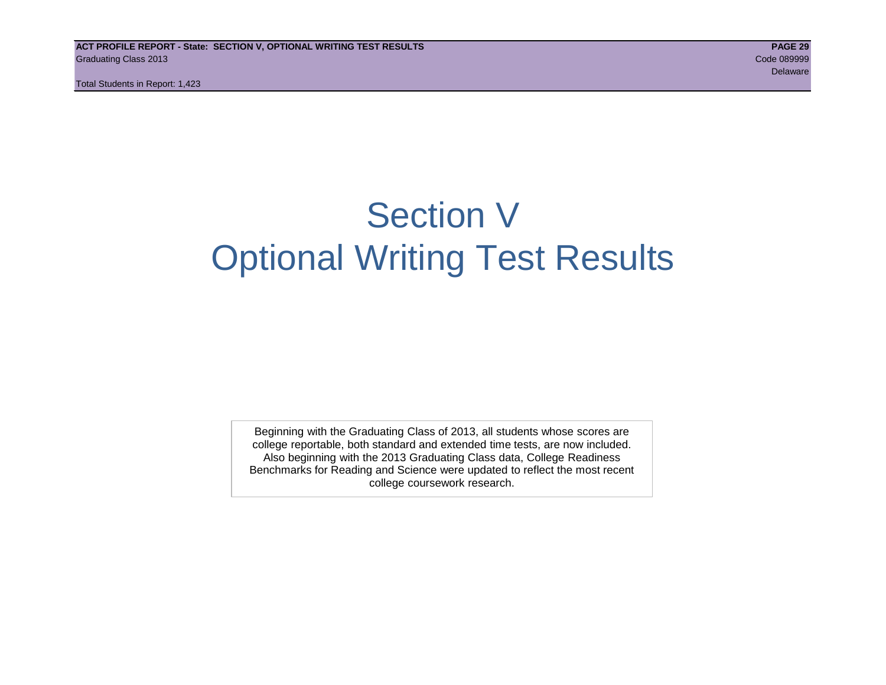# Section V
# Optional Writing Test Results

Beginning with the Graduating Class of 2013, all students whose scores are college reportable, both standard and extended time tests, are now included. Also beginning with the 2013 Graduating Class data, College Readiness Benchmarks for Reading and Science were updated to reflect the most recent college coursework research.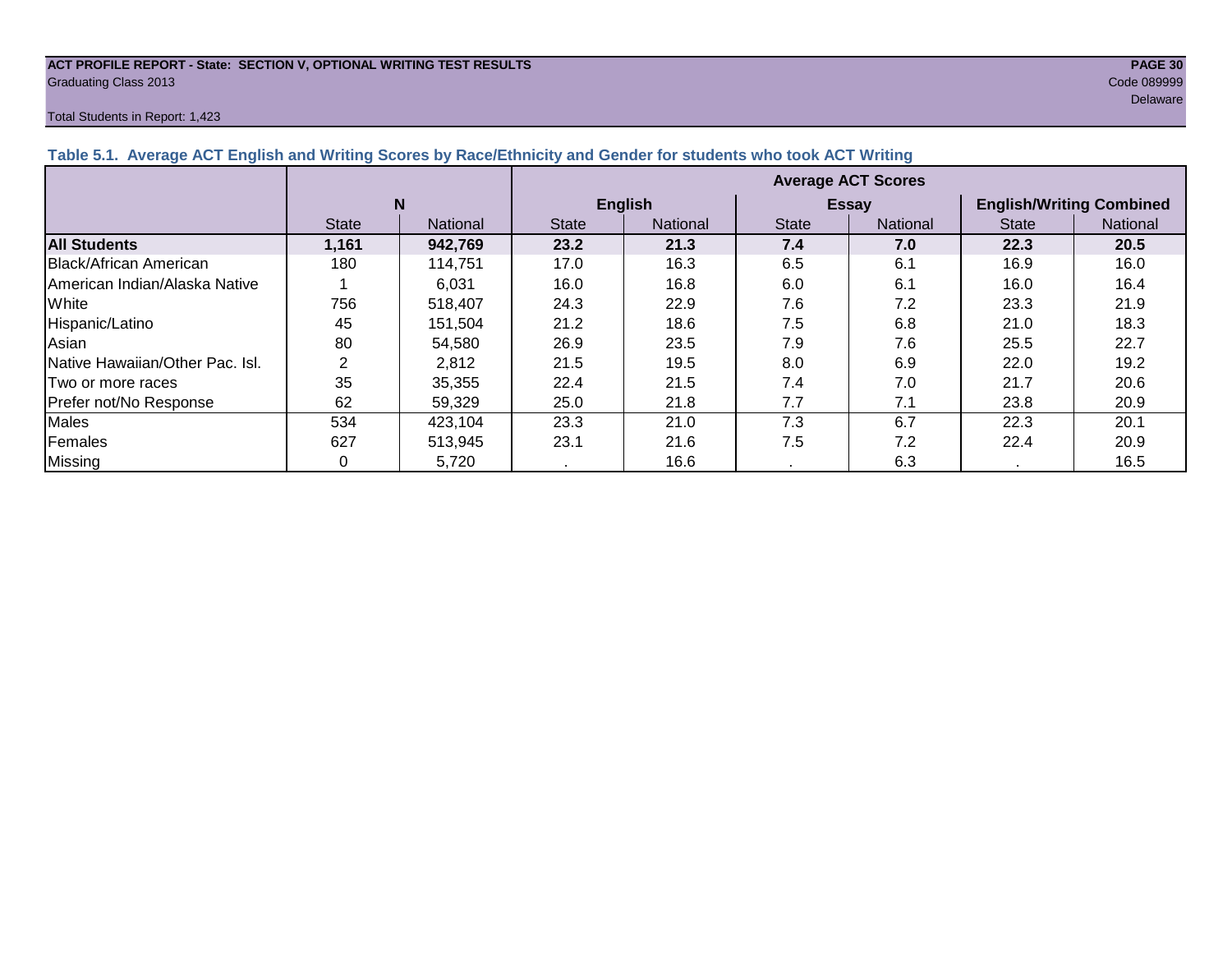**ACT PROFILE REPORT - State: SECTION V, OPTIONAL WRITING TEST RESULTS**
Graduating Class 2013

Code 089999
Delaware

Total Students in Report: 1,423

### Table 5.1. Average ACT English and Writing Scores by Race/Ethnicity and Gender for students who took ACT Writing

| | N | | Average ACT Scores | | | | | |
|---|---|---|---|---|---|---|---|---|
| | | | English | | Essay | | English/Writing Combined | |
| | State | National | State | National | State | National | State | National |
| **All Students** | **1,161** | **942,769** | **23.2** | **21.3** | **7.4** | **7.0** | **22.3** | **20.5** |
| Black/African American | 180 | 114,751 | 17.0 | 16.3 | 6.5 | 6.1 | 16.9 | 16.0 |
| American Indian/Alaska Native | 1 | 6,031 | 16.0 | 16.8 | 6.0 | 6.1 | 16.0 | 16.4 |
| White | 756 | 518,407 | 24.3 | 22.9 | 7.6 | 7.2 | 23.3 | 21.9 |
| Hispanic/Latino | 45 | 151,504 | 21.2 | 18.6 | 7.5 | 6.8 | 21.0 | 18.3 |
| Asian | 80 | 54,580 | 26.9 | 23.5 | 7.9 | 7.6 | 25.5 | 22.7 |
| Native Hawaiian/Other Pac. Isl. | 2 | 2,812 | 21.5 | 19.5 | 8.0 | 6.9 | 22.0 | 19.2 |
| Two or more races | 35 | 35,355 | 22.4 | 21.5 | 7.4 | 7.0 | 21.7 | 20.6 |
| Prefer not/No Response | 62 | 59,329 | 25.0 | 21.8 | 7.7 | 7.1 | 23.8 | 20.9 |
| Males | 534 | 423,104 | 23.3 | 21.0 | 7.3 | 6.7 | 22.3 | 20.1 |
| Females | 627 | 513,945 | 23.1 | 21.6 | 7.5 | 7.2 | 22.4 | 20.9 |
| Missing | 0 | 5,720 | . | 16.6 | . | 6.3 | . | 16.5 |